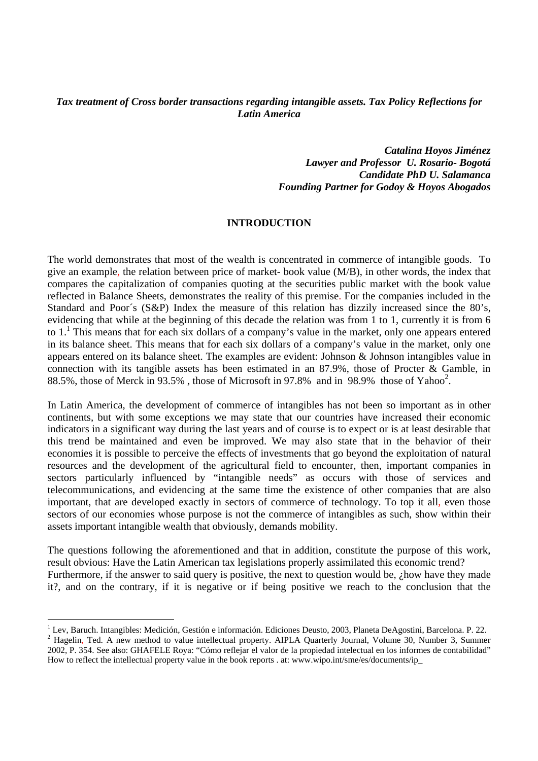***Tax treatment of Cross border transactions regarding intangible assets. Tax Policy Reflections for Latin America***

***Catalina Hoyos Jiménez***
***Lawyer and Professor U. Rosario- Bogotá***
***Candidate PhD U. Salamanca***
***Founding Partner for Godoy & Hoyos Abogados***

## INTRODUCTION

The world demonstrates that most of the wealth is concentrated in commerce of intangible goods. To give an example, the relation between price of market- book value (M/B), in other words, the index that compares the capitalization of companies quoting at the securities public market with the book value reflected in Balance Sheets, demonstrates the reality of this premise. For the companies included in the Standard and Poor´s (S&P) Index the measure of this relation has dizzily increased since the 80's, evidencing that while at the beginning of this decade the relation was from 1 to 1, currently it is from 6 to 1.[1] This means that for each six dollars of a company's value in the market, only one appears entered in its balance sheet. This means that for each six dollars of a company's value in the market, only one appears entered on its balance sheet. The examples are evident: Johnson & Johnson intangibles value in connection with its tangible assets has been estimated in an 87.9%, those of Procter & Gamble, in 88.5%, those of Merck in 93.5% , those of Microsoft in 97.8% and in 98.9% those of Yahoo[2].

In Latin America, the development of commerce of intangibles has not been so important as in other continents, but with some exceptions we may state that our countries have increased their economic indicators in a significant way during the last years and of course is to expect or is at least desirable that this trend be maintained and even be improved. We may also state that in the behavior of their economies it is possible to perceive the effects of investments that go beyond the exploitation of natural resources and the development of the agricultural field to encounter, then, important companies in sectors particularly influenced by "intangible needs" as occurs with those of services and telecommunications, and evidencing at the same time the existence of other companies that are also important, that are developed exactly in sectors of commerce of technology. To top it all, even those sectors of our economies whose purpose is not the commerce of intangibles as such, show within their assets important intangible wealth that obviously, demands mobility.

The questions following the aforementioned and that in addition, constitute the purpose of this work, result obvious: Have the Latin American tax legislations properly assimilated this economic trend? Furthermore, if the answer to said query is positive, the next to question would be, ¿how have they made it?, and on the contrary, if it is negative or if being positive we reach to the conclusion that the

---

[1] Lev, Baruch. Intangibles: Medición, Gestión e información. Ediciones Deusto, 2003, Planeta DeAgostini, Barcelona. P. 22.

[2] Hagelin, Ted. A new method to value intellectual property. AIPLA Quarterly Journal, Volume 30, Number 3, Summer 2002, P. 354. See also: GHAFELE Roya: "Cómo reflejar el valor de la propiedad intelectual en los informes de contabilidad" How to reflect the intellectual property value in the book reports . at: www.wipo.int/sme/es/documents/ip_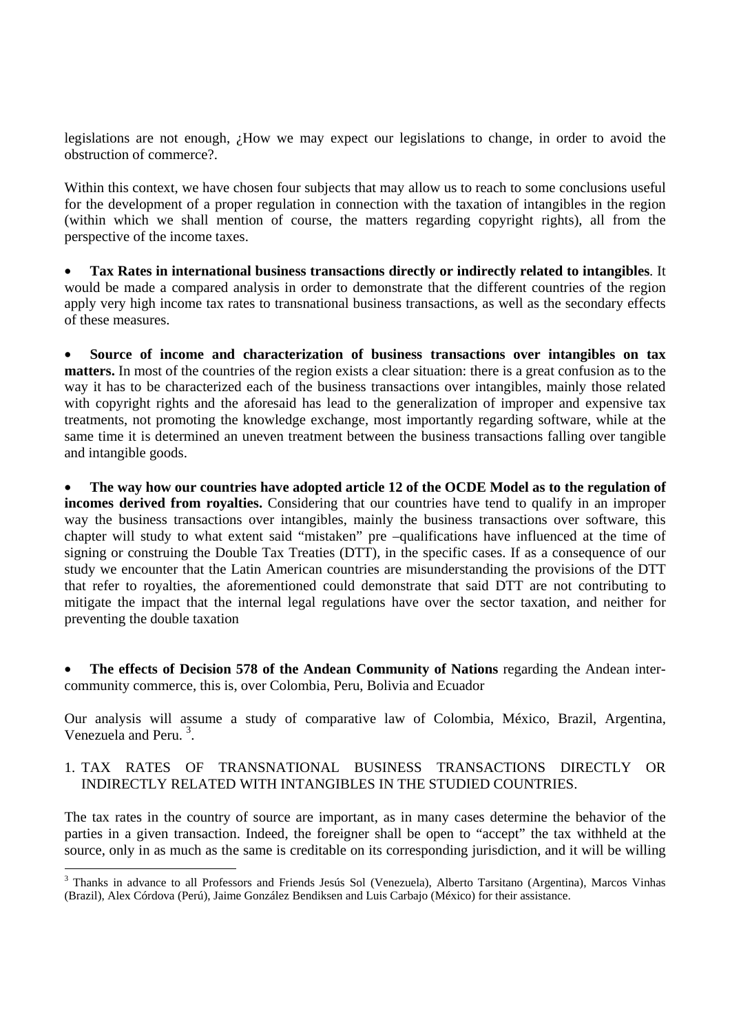legislations are not enough, ¿How we may expect our legislations to change, in order to avoid the obstruction of commerce?.

Within this context, we have chosen four subjects that may allow us to reach to some conclusions useful for the development of a proper regulation in connection with the taxation of intangibles in the region (within which we shall mention of course, the matters regarding copyright rights), all from the perspective of the income taxes.

- **Tax Rates in international business transactions directly or indirectly related to intangibles**. It would be made a compared analysis in order to demonstrate that the different countries of the region apply very high income tax rates to transnational business transactions, as well as the secondary effects of these measures.

- **Source of income and characterization of business transactions over intangibles on tax matters.** In most of the countries of the region exists a clear situation: there is a great confusion as to the way it has to be characterized each of the business transactions over intangibles, mainly those related with copyright rights and the aforesaid has lead to the generalization of improper and expensive tax treatments, not promoting the knowledge exchange, most importantly regarding software, while at the same time it is determined an uneven treatment between the business transactions falling over tangible and intangible goods.

- **The way how our countries have adopted article 12 of the OCDE Model as to the regulation of incomes derived from royalties.** Considering that our countries have tend to qualify in an improper way the business transactions over intangibles, mainly the business transactions over software, this chapter will study to what extent said "mistaken" pre –qualifications have influenced at the time of signing or construing the Double Tax Treaties (DTT), in the specific cases. If as a consequence of our study we encounter that the Latin American countries are misunderstanding the provisions of the DTT that refer to royalties, the aforementioned could demonstrate that said DTT are not contributing to mitigate the impact that the internal legal regulations have over the sector taxation, and neither for preventing the double taxation

- **The effects of Decision 578 of the Andean Community of Nations** regarding the Andean inter-community commerce, this is, over Colombia, Peru, Bolivia and Ecuador

Our analysis will assume a study of comparative law of Colombia, México, Brazil, Argentina, Venezuela and Peru. [3].

## 1. TAX RATES OF TRANSNATIONAL BUSINESS TRANSACTIONS DIRECTLY OR INDIRECTLY RELATED WITH INTANGIBLES IN THE STUDIED COUNTRIES.

The tax rates in the country of source are important, as in many cases determine the behavior of the parties in a given transaction. Indeed, the foreigner shall be open to "accept" the tax withheld at the source, only in as much as the same is creditable on its corresponding jurisdiction, and it will be willing

[3] Thanks in advance to all Professors and Friends Jesús Sol (Venezuela), Alberto Tarsitano (Argentina), Marcos Vinhas (Brazil), Alex Córdova (Perú), Jaime González Bendiksen and Luis Carbajo (México) for their assistance.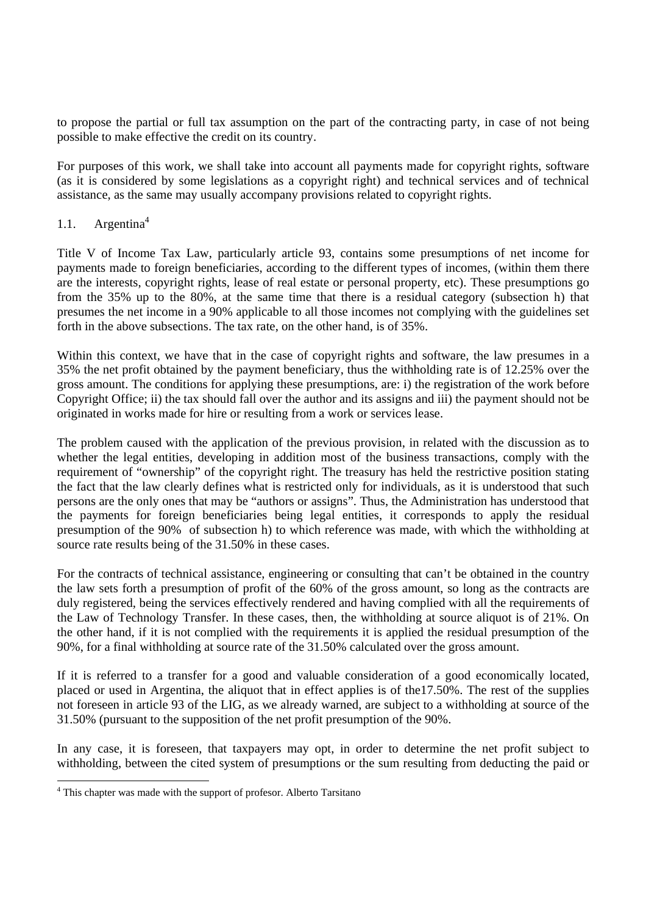to propose the partial or full tax assumption on the part of the contracting party, in case of not being possible to make effective the credit on its country.

For purposes of this work, we shall take into account all payments made for copyright rights, software (as it is considered by some legislations as a copyright right) and technical services and of technical assistance, as the same may usually accompany provisions related to copyright rights.

## 1.1. Argentina[4]

Title V of Income Tax Law, particularly article 93, contains some presumptions of net income for payments made to foreign beneficiaries, according to the different types of incomes, (within them there are the interests, copyright rights, lease of real estate or personal property, etc). These presumptions go from the 35% up to the 80%, at the same time that there is a residual category (subsection h) that presumes the net income in a 90% applicable to all those incomes not complying with the guidelines set forth in the above subsections. The tax rate, on the other hand, is of 35%.

Within this context, we have that in the case of copyright rights and software, the law presumes in a 35% the net profit obtained by the payment beneficiary, thus the withholding rate is of 12.25% over the gross amount. The conditions for applying these presumptions, are: i) the registration of the work before Copyright Office; ii) the tax should fall over the author and its assigns and iii) the payment should not be originated in works made for hire or resulting from a work or services lease.

The problem caused with the application of the previous provision, in related with the discussion as to whether the legal entities, developing in addition most of the business transactions, comply with the requirement of "ownership" of the copyright right. The treasury has held the restrictive position stating the fact that the law clearly defines what is restricted only for individuals, as it is understood that such persons are the only ones that may be "authors or assigns". Thus, the Administration has understood that the payments for foreign beneficiaries being legal entities, it corresponds to apply the residual presumption of the 90% of subsection h) to which reference was made, with which the withholding at source rate results being of the 31.50% in these cases.

For the contracts of technical assistance, engineering or consulting that can't be obtained in the country the law sets forth a presumption of profit of the 60% of the gross amount, so long as the contracts are duly registered, being the services effectively rendered and having complied with all the requirements of the Law of Technology Transfer. In these cases, then, the withholding at source aliquot is of 21%. On the other hand, if it is not complied with the requirements it is applied the residual presumption of the 90%, for a final withholding at source rate of the 31.50% calculated over the gross amount.

If it is referred to a transfer for a good and valuable consideration of a good economically located, placed or used in Argentina, the aliquot that in effect applies is of the17.50%. The rest of the supplies not foreseen in article 93 of the LIG, as we already warned, are subject to a withholding at source of the 31.50% (pursuant to the supposition of the net profit presumption of the 90%.

In any case, it is foreseen, that taxpayers may opt, in order to determine the net profit subject to withholding, between the cited system of presumptions or the sum resulting from deducting the paid or

---

[4] This chapter was made with the support of profesor. Alberto Tarsitano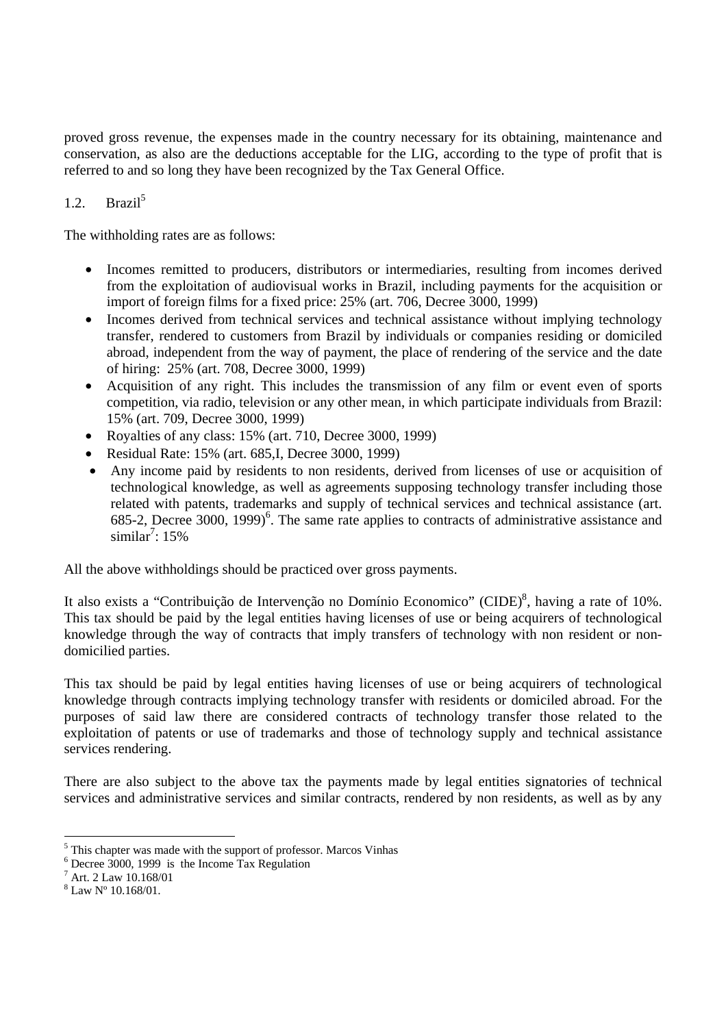proved gross revenue, the expenses made in the country necessary for its obtaining, maintenance and conservation, as also are the deductions acceptable for the LIG, according to the type of profit that is referred to and so long they have been recognized by the Tax General Office.

## 1.2. Brazil[5]

The withholding rates are as follows:

- Incomes remitted to producers, distributors or intermediaries, resulting from incomes derived from the exploitation of audiovisual works in Brazil, including payments for the acquisition or import of foreign films for a fixed price: 25% (art. 706, Decree 3000, 1999)
- Incomes derived from technical services and technical assistance without implying technology transfer, rendered to customers from Brazil by individuals or companies residing or domiciled abroad, independent from the way of payment, the place of rendering of the service and the date of hiring: 25% (art. 708, Decree 3000, 1999)
- Acquisition of any right. This includes the transmission of any film or event even of sports competition, via radio, television or any other mean, in which participate individuals from Brazil: 15% (art. 709, Decree 3000, 1999)
- Royalties of any class: 15% (art. 710, Decree 3000, 1999)
- Residual Rate: 15% (art. 685,I, Decree 3000, 1999)
- Any income paid by residents to non residents, derived from licenses of use or acquisition of technological knowledge, as well as agreements supposing technology transfer including those related with patents, trademarks and supply of technical services and technical assistance (art. 685-2, Decree 3000, 1999)[6]. The same rate applies to contracts of administrative assistance and similar[7]: 15%

All the above withholdings should be practiced over gross payments.

It also exists a "Contribuição de Intervenção no Domínio Economico" (CIDE)[8], having a rate of 10%. This tax should be paid by the legal entities having licenses of use or being acquirers of technological knowledge through the way of contracts that imply transfers of technology with non resident or non-domicilied parties.

This tax should be paid by legal entities having licenses of use or being acquirers of technological knowledge through contracts implying technology transfer with residents or domiciled abroad. For the purposes of said law there are considered contracts of technology transfer those related to the exploitation of patents or use of trademarks and those of technology supply and technical assistance services rendering.

There are also subject to the above tax the payments made by legal entities signatories of technical services and administrative services and similar contracts, rendered by non residents, as well as by any

---

[5] This chapter was made with the support of professor. Marcos Vinhas

[6] Decree 3000, 1999 is the Income Tax Regulation

[7] Art. 2 Law 10.168/01

[8] Law Nº 10.168/01.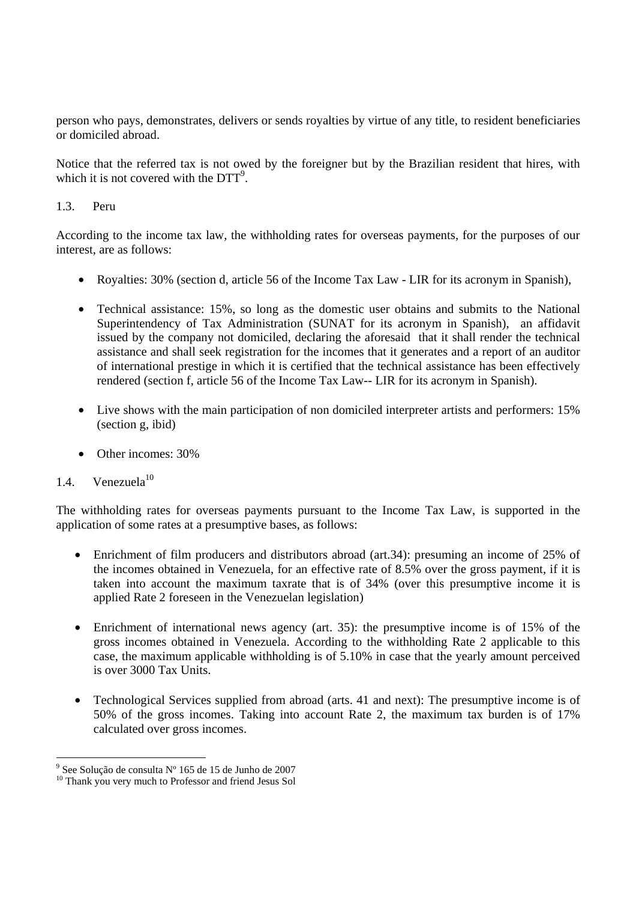person who pays, demonstrates, delivers or sends royalties by virtue of any title, to resident beneficiaries or domiciled abroad.

Notice that the referred tax is not owed by the foreigner but by the Brazilian resident that hires, with which it is not covered with the DTT[9].

### 1.3. Peru

According to the income tax law, the withholding rates for overseas payments, for the purposes of our interest, are as follows:

- Royalties: 30% (section d, article 56 of the Income Tax Law - LIR for its acronym in Spanish),
- Technical assistance: 15%, so long as the domestic user obtains and submits to the National Superintendency of Tax Administration (SUNAT for its acronym in Spanish), an affidavit issued by the company not domiciled, declaring the aforesaid that it shall render the technical assistance and shall seek registration for the incomes that it generates and a report of an auditor of international prestige in which it is certified that the technical assistance has been effectively rendered (section f, article 56 of the Income Tax Law-- LIR for its acronym in Spanish).
- Live shows with the main participation of non domiciled interpreter artists and performers: 15% (section g, ibid)
- Other incomes: 30%

### 1.4. Venezuela[10]

The withholding rates for overseas payments pursuant to the Income Tax Law, is supported in the application of some rates at a presumptive bases, as follows:

- Enrichment of film producers and distributors abroad (art.34): presuming an income of 25% of the incomes obtained in Venezuela, for an effective rate of 8.5% over the gross payment, if it is taken into account the maximum taxrate that is of 34% (over this presumptive income it is applied Rate 2 foreseen in the Venezuelan legislation)
- Enrichment of international news agency (art. 35): the presumptive income is of 15% of the gross incomes obtained in Venezuela. According to the withholding Rate 2 applicable to this case, the maximum applicable withholding is of 5.10% in case that the yearly amount perceived is over 3000 Tax Units.
- Technological Services supplied from abroad (arts. 41 and next): The presumptive income is of 50% of the gross incomes. Taking into account Rate 2, the maximum tax burden is of 17% calculated over gross incomes.

---

[9] See Solução de consulta Nº 165 de 15 de Junho de 2007

[10] Thank you very much to Professor and friend Jesus Sol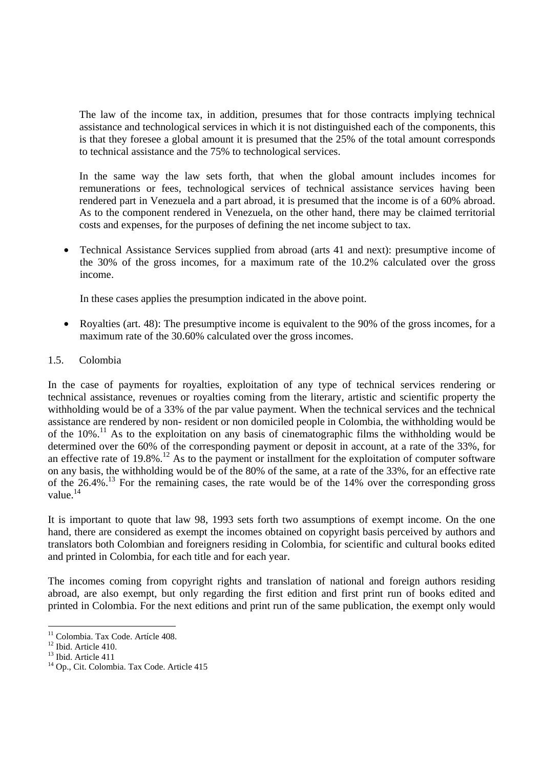The law of the income tax, in addition, presumes that for those contracts implying technical assistance and technological services in which it is not distinguished each of the components, this is that they foresee a global amount it is presumed that the 25% of the total amount corresponds to technical assistance and the 75% to technological services.

In the same way the law sets forth, that when the global amount includes incomes for remunerations or fees, technological services of technical assistance services having been rendered part in Venezuela and a part abroad, it is presumed that the income is of a 60% abroad. As to the component rendered in Venezuela, on the other hand, there may be claimed territorial costs and expenses, for the purposes of defining the net income subject to tax.

- Technical Assistance Services supplied from abroad (arts 41 and next): presumptive income of the 30% of the gross incomes, for a maximum rate of the 10.2% calculated over the gross income.

  In these cases applies the presumption indicated in the above point.

- Royalties (art. 48): The presumptive income is equivalent to the 90% of the gross incomes, for a maximum rate of the 30.60% calculated over the gross incomes.

### 1.5. Colombia

In the case of payments for royalties, exploitation of any type of technical services rendering or technical assistance, revenues or royalties coming from the literary, artistic and scientific property the withholding would be of a 33% of the par value payment. When the technical services and the technical assistance are rendered by non- resident or non domiciled people in Colombia, the withholding would be of the 10%.[11] As to the exploitation on any basis of cinematographic films the withholding would be determined over the 60% of the corresponding payment or deposit in account, at a rate of the 33%, for an effective rate of 19.8%.[12] As to the payment or installment for the exploitation of computer software on any basis, the withholding would be of the 80% of the same, at a rate of the 33%, for an effective rate of the 26.4%.[13] For the remaining cases, the rate would be of the 14% over the corresponding gross value.[14]

It is important to quote that law 98, 1993 sets forth two assumptions of exempt income. On the one hand, there are considered as exempt the incomes obtained on copyright basis perceived by authors and translators both Colombian and foreigners residing in Colombia, for scientific and cultural books edited and printed in Colombia, for each title and for each year.

The incomes coming from copyright rights and translation of national and foreign authors residing abroad, are also exempt, but only regarding the first edition and first print run of books edited and printed in Colombia. For the next editions and print run of the same publication, the exempt only would

[11] Colombia. Tax Code. Artícle 408.
[12] Ibid. Article 410.
[13] Ibid. Article 411
[14] Op., Cit. Colombia. Tax Code. Article 415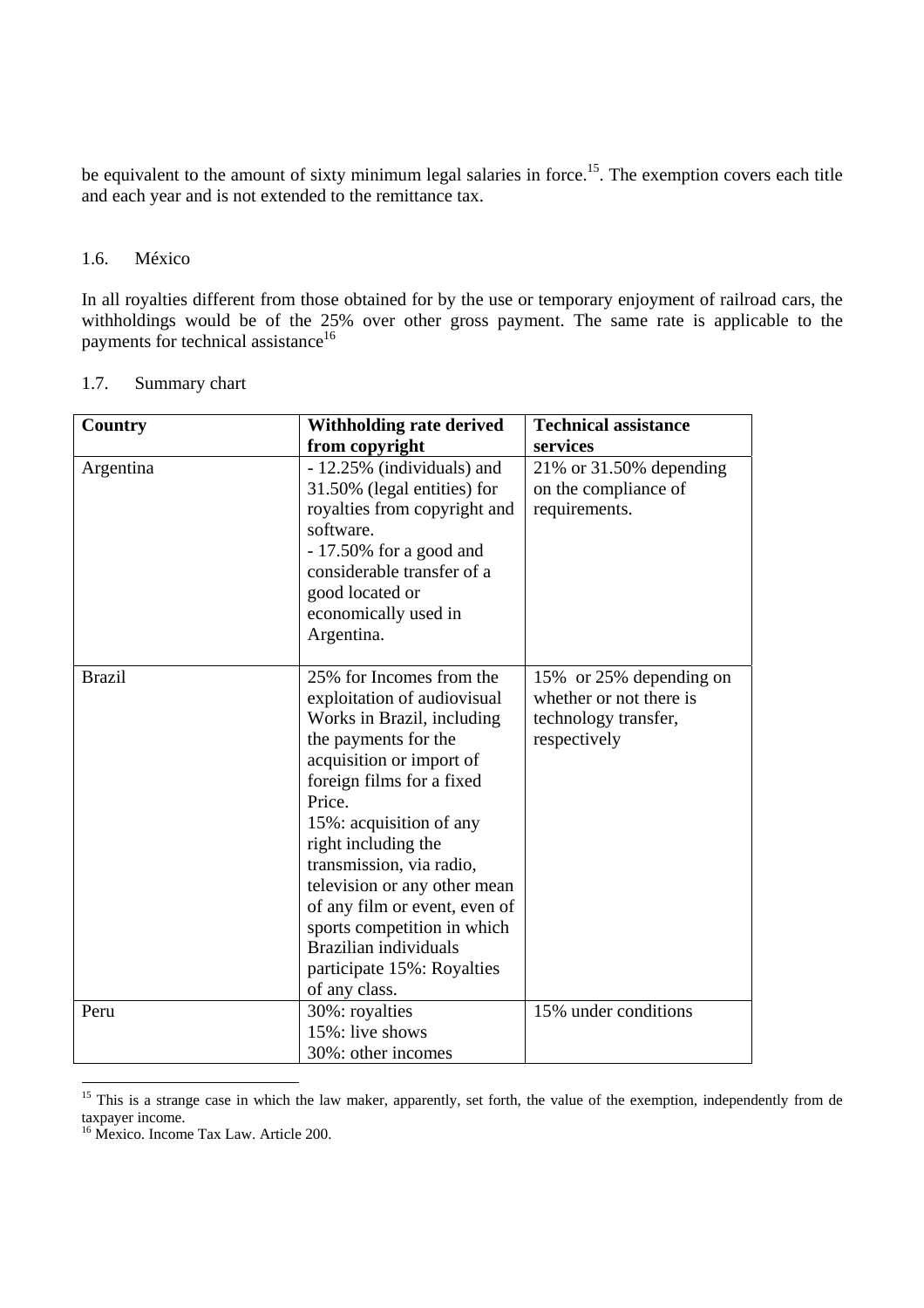be equivalent to the amount of sixty minimum legal salaries in force.[15]. The exemption covers each title and each year and is not extended to the remittance tax.

### 1.6. México

In all royalties different from those obtained for by the use or temporary enjoyment of railroad cars, the withholdings would be of the 25% over other gross payment. The same rate is applicable to the payments for technical assistance[16]

### 1.7. Summary chart

| Country | Withholding rate derived from copyright | Technical assistance services |
|---|---|---|
| Argentina | - 12.25% (individuals) and 31.50% (legal entities) for royalties from copyright and software.<br>- 17.50% for a good and considerable transfer of a good located or economically used in Argentina. | 21% or 31.50% depending on the compliance of requirements. |
| Brazil | 25% for Incomes from the exploitation of audiovisual Works in Brazil, including the payments for the acquisition or import of foreign films for a fixed Price.<br>15%: acquisition of any right including the transmission, via radio, television or any other mean of any film or event, even of sports competition in which Brazilian individuals participate 15%: Royalties of any class. | 15% or 25% depending on whether or not there is technology transfer, respectively |
| Peru | 30%: royalties<br>15%: live shows<br>30%: other incomes | 15% under conditions |

[15] This is a strange case in which the law maker, apparently, set forth, the value of the exemption, independently from de taxpayer income.

[16] Mexico. Income Tax Law. Article 200.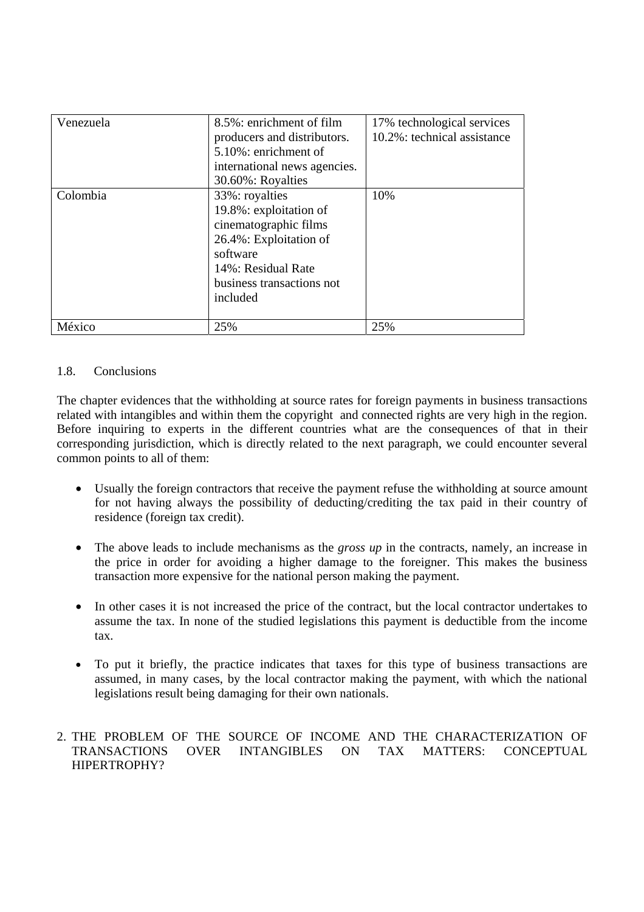| | | |
|---|---|---|
| Venezuela | 8.5%: enrichment of film producers and distributors.<br>5.10%: enrichment of international news agencies.<br>30.60%: Royalties | 17% technological services<br>10.2%: technical assistance |
| Colombia | 33%: royalties<br>19.8%: exploitation of cinematographic films<br>26.4%: Exploitation of software<br>14%: Residual Rate business transactions not included | 10% |
| México | 25% | 25% |

### 1.8. Conclusions

The chapter evidences that the withholding at source rates for foreign payments in business transactions related with intangibles and within them the copyright and connected rights are very high in the region. Before inquiring to experts in the different countries what are the consequences of that in their corresponding jurisdiction, which is directly related to the next paragraph, we could encounter several common points to all of them:

- Usually the foreign contractors that receive the payment refuse the withholding at source amount for not having always the possibility of deducting/crediting the tax paid in their country of residence (foreign tax credit).

- The above leads to include mechanisms as the *gross up* in the contracts, namely, an increase in the price in order for avoiding a higher damage to the foreigner. This makes the business transaction more expensive for the national person making the payment.

- In other cases it is not increased the price of the contract, but the local contractor undertakes to assume the tax. In none of the studied legislations this payment is deductible from the income tax.

- To put it briefly, the practice indicates that taxes for this type of business transactions are assumed, in many cases, by the local contractor making the payment, with which the national legislations result being damaging for their own nationals.

## 2. THE PROBLEM OF THE SOURCE OF INCOME AND THE CHARACTERIZATION OF TRANSACTIONS OVER INTANGIBLES ON TAX MATTERS: CONCEPTUAL HIPERTROPHY?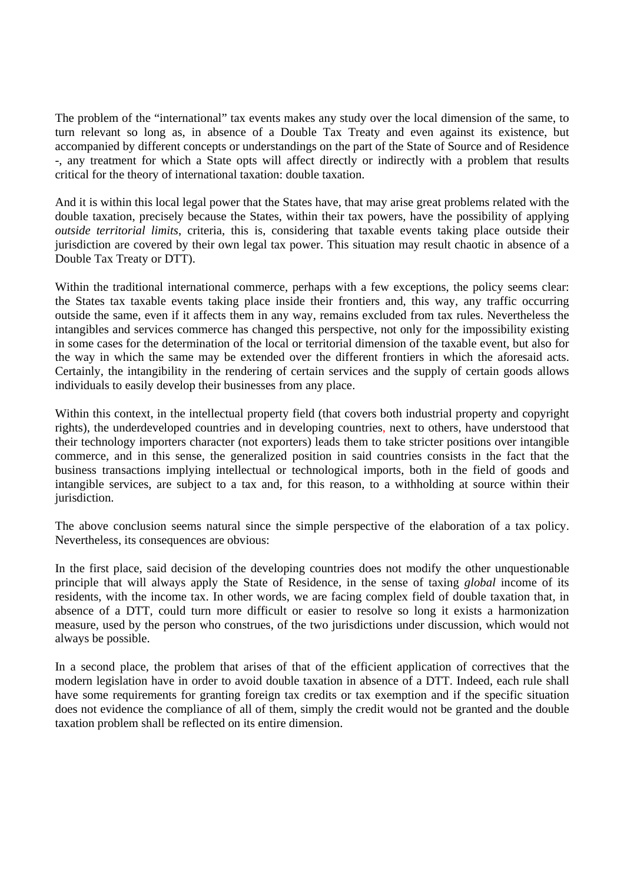The problem of the "international" tax events makes any study over the local dimension of the same, to turn relevant so long as, in absence of a Double Tax Treaty and even against its existence, but accompanied by different concepts or understandings on the part of the State of Source and of Residence -, any treatment for which a State opts will affect directly or indirectly with a problem that results critical for the theory of international taxation: double taxation.

And it is within this local legal power that the States have, that may arise great problems related with the double taxation, precisely because the States, within their tax powers, have the possibility of applying *outside territorial limits*, criteria, this is, considering that taxable events taking place outside their jurisdiction are covered by their own legal tax power. This situation may result chaotic in absence of a Double Tax Treaty or DTT).

Within the traditional international commerce, perhaps with a few exceptions, the policy seems clear: the States tax taxable events taking place inside their frontiers and, this way, any traffic occurring outside the same, even if it affects them in any way, remains excluded from tax rules. Nevertheless the intangibles and services commerce has changed this perspective, not only for the impossibility existing in some cases for the determination of the local or territorial dimension of the taxable event, but also for the way in which the same may be extended over the different frontiers in which the aforesaid acts. Certainly, the intangibility in the rendering of certain services and the supply of certain goods allows individuals to easily develop their businesses from any place.

Within this context, in the intellectual property field (that covers both industrial property and copyright rights), the underdeveloped countries and in developing countries, next to others, have understood that their technology importers character (not exporters) leads them to take stricter positions over intangible commerce, and in this sense, the generalized position in said countries consists in the fact that the business transactions implying intellectual or technological imports, both in the field of goods and intangible services, are subject to a tax and, for this reason, to a withholding at source within their jurisdiction.

The above conclusion seems natural since the simple perspective of the elaboration of a tax policy. Nevertheless, its consequences are obvious:

In the first place, said decision of the developing countries does not modify the other unquestionable principle that will always apply the State of Residence, in the sense of taxing *global* income of its residents, with the income tax. In other words, we are facing complex field of double taxation that, in absence of a DTT, could turn more difficult or easier to resolve so long it exists a harmonization measure, used by the person who construes, of the two jurisdictions under discussion, which would not always be possible.

In a second place, the problem that arises of that of the efficient application of correctives that the modern legislation have in order to avoid double taxation in absence of a DTT. Indeed, each rule shall have some requirements for granting foreign tax credits or tax exemption and if the specific situation does not evidence the compliance of all of them, simply the credit would not be granted and the double taxation problem shall be reflected on its entire dimension.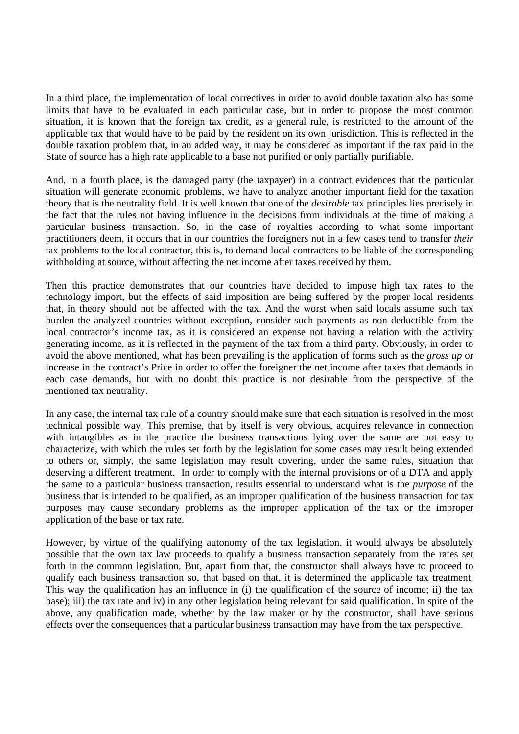In a third place, the implementation of local correctives in order to avoid double taxation also has some limits that have to be evaluated in each particular case, but in order to propose the most common situation, it is known that the foreign tax credit, as a general rule, is restricted to the amount of the applicable tax that would have to be paid by the resident on its own jurisdiction. This is reflected in the double taxation problem that, in an added way, it may be considered as important if the tax paid in the State of source has a high rate applicable to a base not purified or only partially purifiable.

And, in a fourth place, is the damaged party (the taxpayer) in a contract evidences that the particular situation will generate economic problems, we have to analyze another important field for the taxation theory that is the neutrality field. It is well known that one of the *desirable* tax principles lies precisely in the fact that the rules not having influence in the decisions from individuals at the time of making a particular business transaction. So, in the case of royalties according to what some important practitioners deem, it occurs that in our countries the foreigners not in a few cases tend to transfer *their* tax problems to the local contractor, this is, to demand local contractors to be liable of the corresponding withholding at source, without affecting the net income after taxes received by them.

Then this practice demonstrates that our countries have decided to impose high tax rates to the technology import, but the effects of said imposition are being suffered by the proper local residents that, in theory should not be affected with the tax. And the worst when said locals assume such tax burden the analyzed countries without exception, consider such payments as non deductible from the local contractor's income tax, as it is considered an expense not having a relation with the activity generating income, as it is reflected in the payment of the tax from a third party. Obviously, in order to avoid the above mentioned, what has been prevailing is the application of forms such as the *gross up* or increase in the contract's Price in order to offer the foreigner the net income after taxes that demands in each case demands, but with no doubt this practice is not desirable from the perspective of the mentioned tax neutrality.

In any case, the internal tax rule of a country should make sure that each situation is resolved in the most technical possible way. This premise, that by itself is very obvious, acquires relevance in connection with intangibles as in the practice the business transactions lying over the same are not easy to characterize, with which the rules set forth by the legislation for some cases may result being extended to others or, simply, the same legislation may result covering, under the same rules, situation that deserving a different treatment. In order to comply with the internal provisions or of a DTA and apply the same to a particular business transaction, results essential to understand what is the *purpose* of the business that is intended to be qualified, as an improper qualification of the business transaction for tax purposes may cause secondary problems as the improper application of the tax or the improper application of the base or tax rate.

However, by virtue of the qualifying autonomy of the tax legislation, it would always be absolutely possible that the own tax law proceeds to qualify a business transaction separately from the rates set forth in the common legislation. But, apart from that, the constructor shall always have to proceed to qualify each business transaction so, that based on that, it is determined the applicable tax treatment. This way the qualification has an influence in (i) the qualification of the source of income; ii) the tax base); iii) the tax rate and iv) in any other legislation being relevant for said qualification. In spite of the above, any qualification made, whether by the law maker or by the constructor, shall have serious effects over the consequences that a particular business transaction may have from the tax perspective.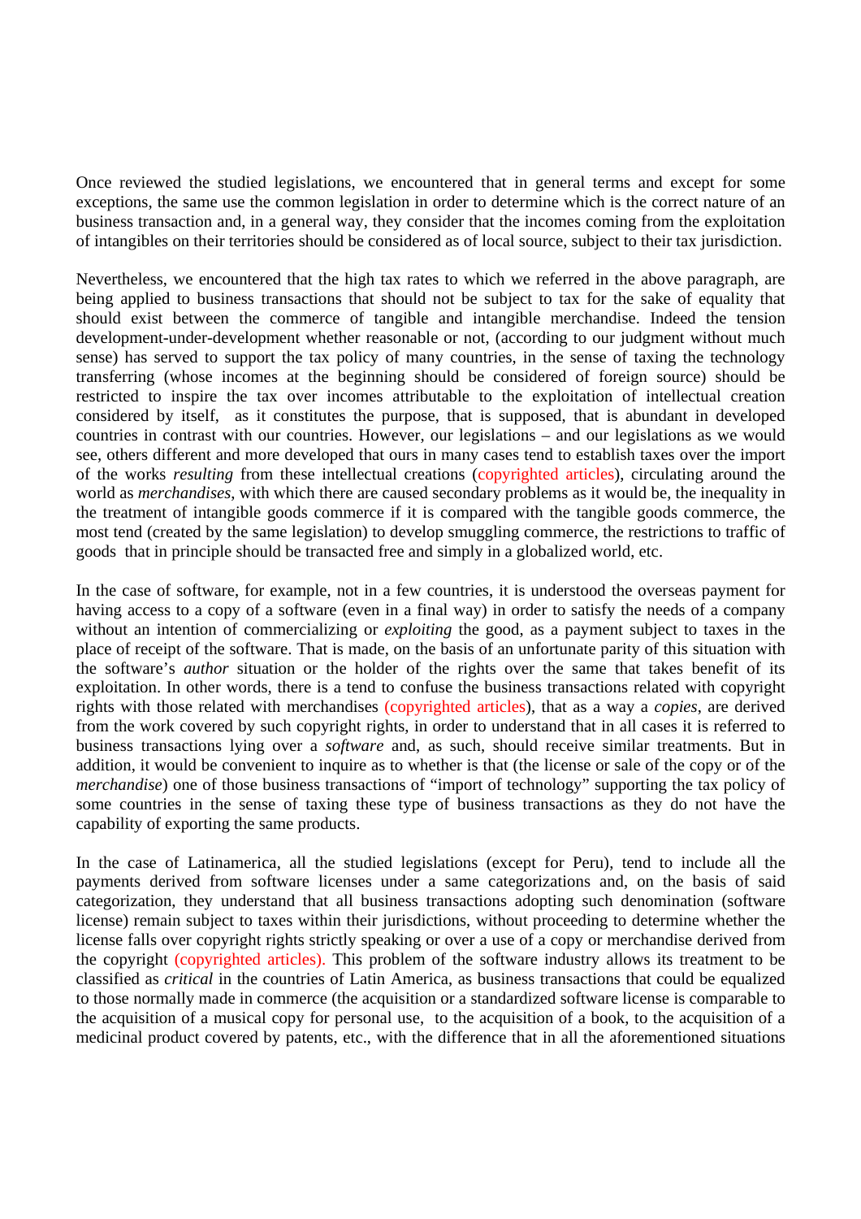Once reviewed the studied legislations, we encountered that in general terms and except for some exceptions, the same use the common legislation in order to determine which is the correct nature of an business transaction and, in a general way, they consider that the incomes coming from the exploitation of intangibles on their territories should be considered as of local source, subject to their tax jurisdiction.

Nevertheless, we encountered that the high tax rates to which we referred in the above paragraph, are being applied to business transactions that should not be subject to tax for the sake of equality that should exist between the commerce of tangible and intangible merchandise. Indeed the tension development-under-development whether reasonable or not, (according to our judgment without much sense) has served to support the tax policy of many countries, in the sense of taxing the technology transferring (whose incomes at the beginning should be considered of foreign source) should be restricted to inspire the tax over incomes attributable to the exploitation of intellectual creation considered by itself, as it constitutes the purpose, that is supposed, that is abundant in developed countries in contrast with our countries. However, our legislations – and our legislations as we would see, others different and more developed that ours in many cases tend to establish taxes over the import of the works *resulting* from these intellectual creations (copyrighted articles), circulating around the world as *merchandises*, with which there are caused secondary problems as it would be, the inequality in the treatment of intangible goods commerce if it is compared with the tangible goods commerce, the most tend (created by the same legislation) to develop smuggling commerce, the restrictions to traffic of goods that in principle should be transacted free and simply in a globalized world, etc.

In the case of software, for example, not in a few countries, it is understood the overseas payment for having access to a copy of a software (even in a final way) in order to satisfy the needs of a company without an intention of commercializing or *exploiting* the good, as a payment subject to taxes in the place of receipt of the software. That is made, on the basis of an unfortunate parity of this situation with the software's *author* situation or the holder of the rights over the same that takes benefit of its exploitation. In other words, there is a tend to confuse the business transactions related with copyright rights with those related with merchandises (copyrighted articles), that as a way a *copies*, are derived from the work covered by such copyright rights, in order to understand that in all cases it is referred to business transactions lying over a *software* and, as such, should receive similar treatments. But in addition, it would be convenient to inquire as to whether is that (the license or sale of the copy or of the *merchandise*) one of those business transactions of "import of technology" supporting the tax policy of some countries in the sense of taxing these type of business transactions as they do not have the capability of exporting the same products.

In the case of Latinamerica, all the studied legislations (except for Peru), tend to include all the payments derived from software licenses under a same categorizations and, on the basis of said categorization, they understand that all business transactions adopting such denomination (software license) remain subject to taxes within their jurisdictions, without proceeding to determine whether the license falls over copyright rights strictly speaking or over a use of a copy or merchandise derived from the copyright (copyrighted articles). This problem of the software industry allows its treatment to be classified as *critical* in the countries of Latin America, as business transactions that could be equalized to those normally made in commerce (the acquisition or a standardized software license is comparable to the acquisition of a musical copy for personal use, to the acquisition of a book, to the acquisition of a medicinal product covered by patents, etc., with the difference that in all the aforementioned situations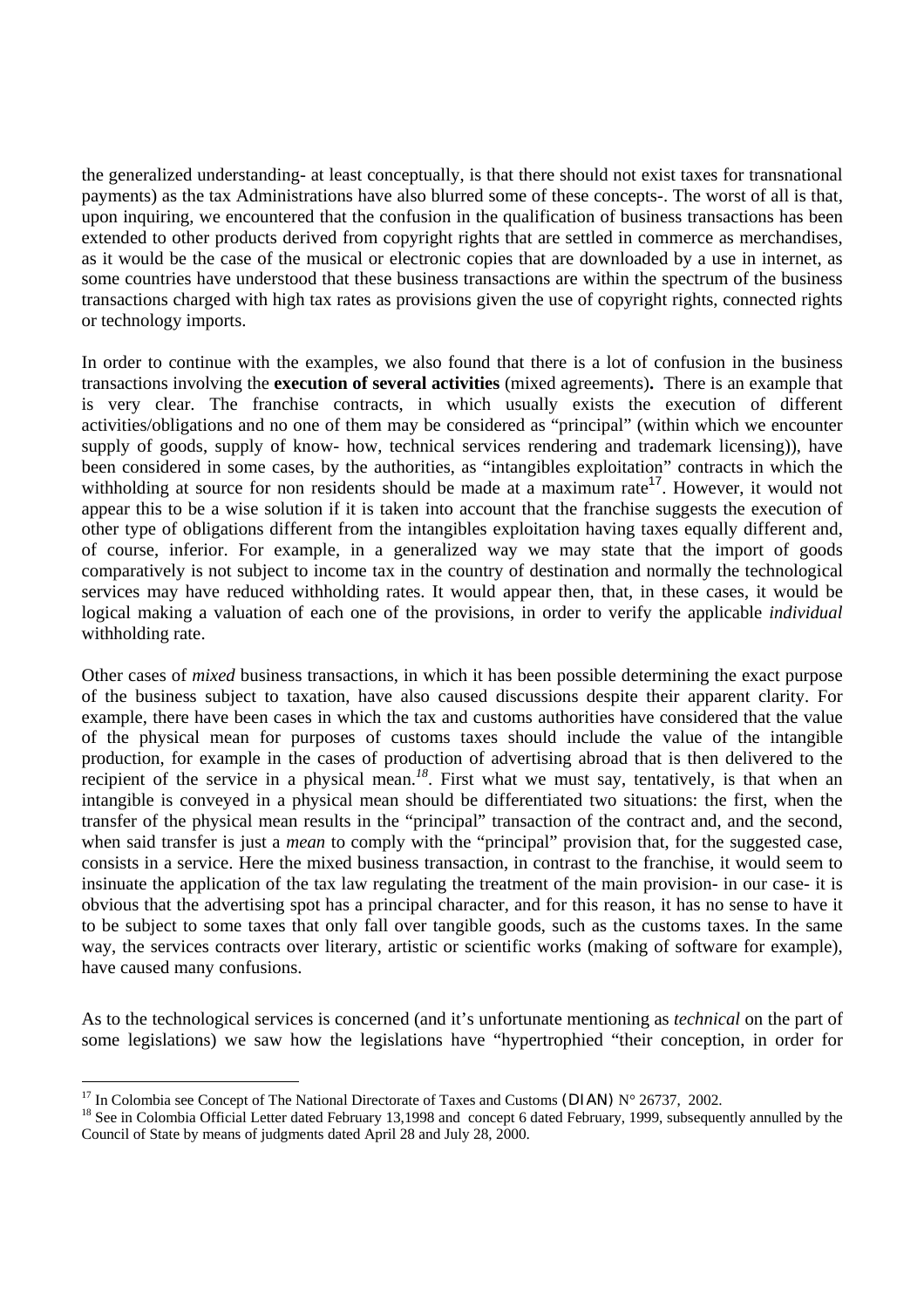the generalized understanding- at least conceptually, is that there should not exist taxes for transnational payments) as the tax Administrations have also blurred some of these concepts-. The worst of all is that, upon inquiring, we encountered that the confusion in the qualification of business transactions has been extended to other products derived from copyright rights that are settled in commerce as merchandises, as it would be the case of the musical or electronic copies that are downloaded by a use in internet, as some countries have understood that these business transactions are within the spectrum of the business transactions charged with high tax rates as provisions given the use of copyright rights, connected rights or technology imports.

In order to continue with the examples, we also found that there is a lot of confusion in the business transactions involving the **execution of several activities** (mixed agreements). There is an example that is very clear. The franchise contracts, in which usually exists the execution of different activities/obligations and no one of them may be considered as "principal" (within which we encounter supply of goods, supply of know- how, technical services rendering and trademark licensing)), have been considered in some cases, by the authorities, as "intangibles exploitation" contracts in which the withholding at source for non residents should be made at a maximum rate[17]. However, it would not appear this to be a wise solution if it is taken into account that the franchise suggests the execution of other type of obligations different from the intangibles exploitation having taxes equally different and, of course, inferior. For example, in a generalized way we may state that the import of goods comparatively is not subject to income tax in the country of destination and normally the technological services may have reduced withholding rates. It would appear then, that, in these cases, it would be logical making a valuation of each one of the provisions, in order to verify the applicable *individual* withholding rate.

Other cases of *mixed* business transactions, in which it has been possible determining the exact purpose of the business subject to taxation, have also caused discussions despite their apparent clarity. For example, there have been cases in which the tax and customs authorities have considered that the value of the physical mean for purposes of customs taxes should include the value of the intangible production, for example in the cases of production of advertising abroad that is then delivered to the recipient of the service in a physical mean.[18]. First what we must say, tentatively, is that when an intangible is conveyed in a physical mean should be differentiated two situations: the first, when the transfer of the physical mean results in the "principal" transaction of the contract and, and the second, when said transfer is just a *mean* to comply with the "principal" provision that, for the suggested case, consists in a service. Here the mixed business transaction, in contrast to the franchise, it would seem to insinuate the application of the tax law regulating the treatment of the main provision- in our case- it is obvious that the advertising spot has a principal character, and for this reason, it has no sense to have it to be subject to some taxes that only fall over tangible goods, such as the customs taxes. In the same way, the services contracts over literary, artistic or scientific works (making of software for example), have caused many confusions.

As to the technological services is concerned (and it's unfortunate mentioning as *technical* on the part of some legislations) we saw how the legislations have "hypertrophied "their conception, in order for

---

[17] In Colombia see Concept of The National Directorate of Taxes and Customs (DIAN) N° 26737, 2002.

[18] See in Colombia Official Letter dated February 13,1998 and concept 6 dated February, 1999, subsequently annulled by the Council of State by means of judgments dated April 28 and July 28, 2000.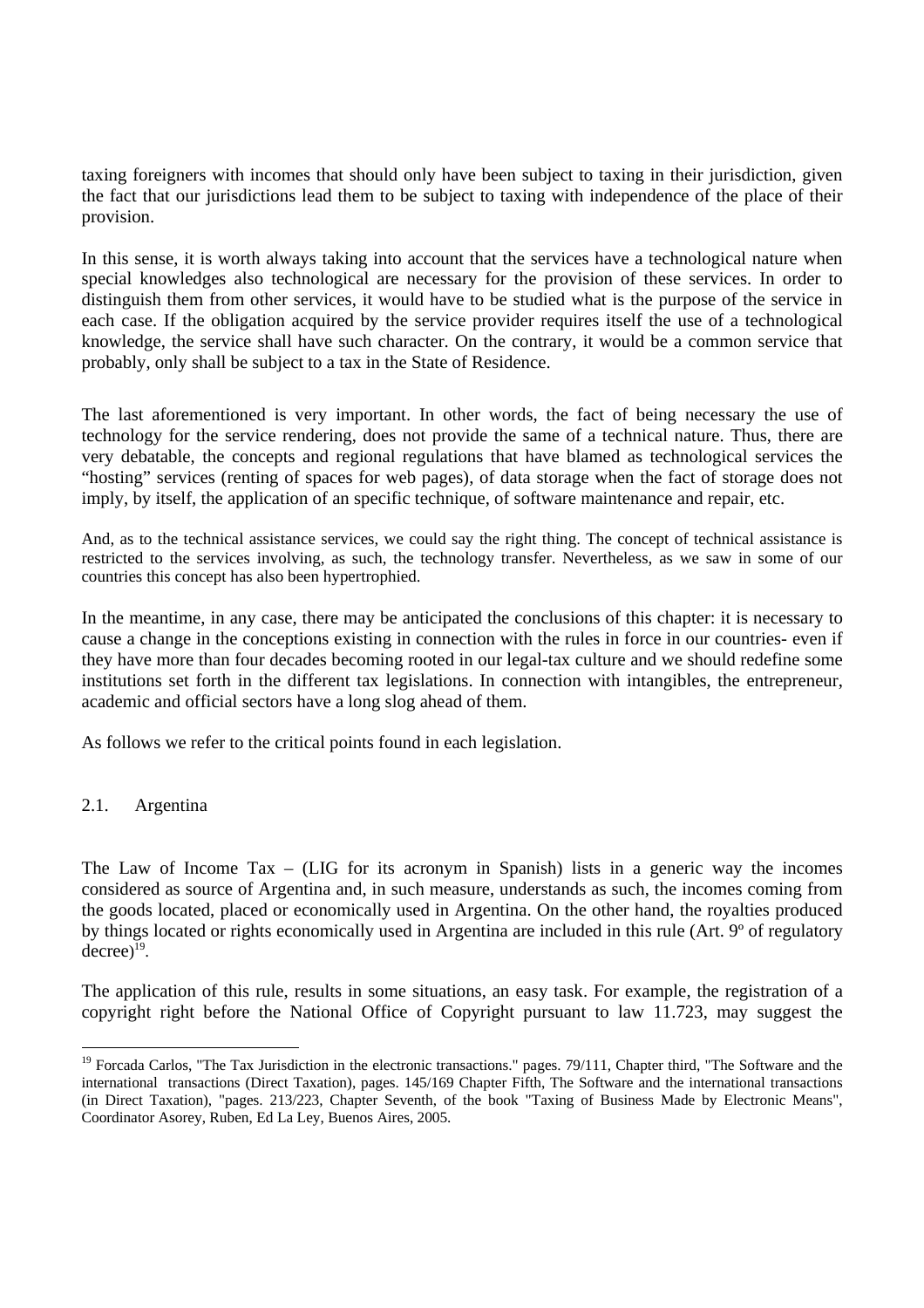taxing foreigners with incomes that should only have been subject to taxing in their jurisdiction, given the fact that our jurisdictions lead them to be subject to taxing with independence of the place of their provision.

In this sense, it is worth always taking into account that the services have a technological nature when special knowledges also technological are necessary for the provision of these services. In order to distinguish them from other services, it would have to be studied what is the purpose of the service in each case. If the obligation acquired by the service provider requires itself the use of a technological knowledge, the service shall have such character. On the contrary, it would be a common service that probably, only shall be subject to a tax in the State of Residence.

The last aforementioned is very important. In other words, the fact of being necessary the use of technology for the service rendering, does not provide the same of a technical nature. Thus, there are very debatable, the concepts and regional regulations that have blamed as technological services the "hosting" services (renting of spaces for web pages), of data storage when the fact of storage does not imply, by itself, the application of an specific technique, of software maintenance and repair, etc.

And, as to the technical assistance services, we could say the right thing. The concept of technical assistance is restricted to the services involving, as such, the technology transfer. Nevertheless, as we saw in some of our countries this concept has also been hypertrophied.

In the meantime, in any case, there may be anticipated the conclusions of this chapter: it is necessary to cause a change in the conceptions existing in connection with the rules in force in our countries- even if they have more than four decades becoming rooted in our legal-tax culture and we should redefine some institutions set forth in the different tax legislations. In connection with intangibles, the entrepreneur, academic and official sectors have a long slog ahead of them.

As follows we refer to the critical points found in each legislation.

### 2.1. Argentina

The Law of Income Tax – (LIG for its acronym in Spanish) lists in a generic way the incomes considered as source of Argentina and, in such measure, understands as such, the incomes coming from the goods located, placed or economically used in Argentina. On the other hand, the royalties produced by things located or rights economically used in Argentina are included in this rule (Art. 9º of regulatory decree)[19].

The application of this rule, results in some situations, an easy task. For example, the registration of a copyright right before the National Office of Copyright pursuant to law 11.723, may suggest the

[19] Forcada Carlos, "The Tax Jurisdiction in the electronic transactions." pages. 79/111, Chapter third, "The Software and the international transactions (Direct Taxation), pages. 145/169 Chapter Fifth, The Software and the international transactions (in Direct Taxation), "pages. 213/223, Chapter Seventh, of the book "Taxing of Business Made by Electronic Means", Coordinator Asorey, Ruben, Ed La Ley, Buenos Aires, 2005.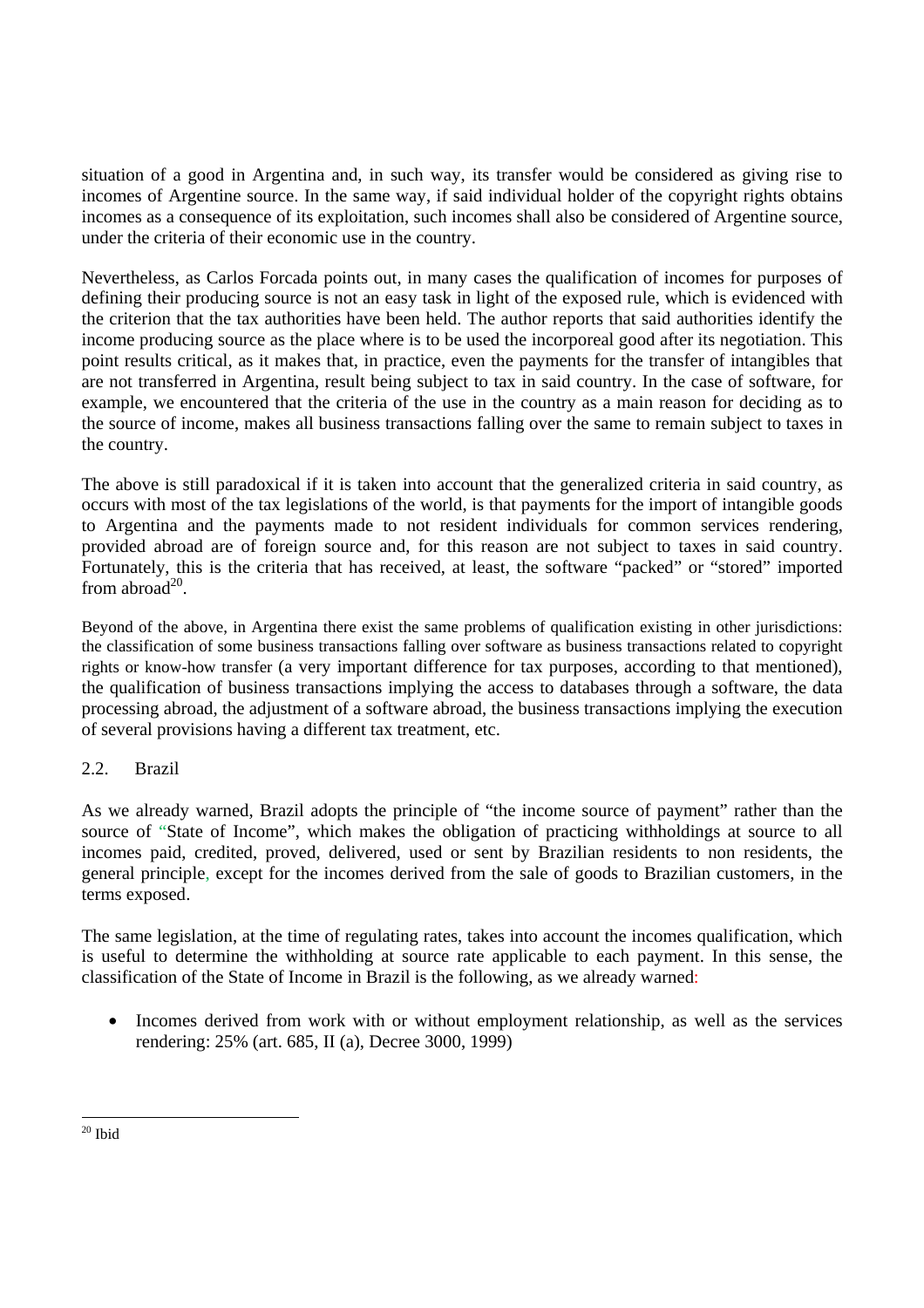situation of a good in Argentina and, in such way, its transfer would be considered as giving rise to incomes of Argentine source. In the same way, if said individual holder of the copyright rights obtains incomes as a consequence of its exploitation, such incomes shall also be considered of Argentine source, under the criteria of their economic use in the country.

Nevertheless, as Carlos Forcada points out, in many cases the qualification of incomes for purposes of defining their producing source is not an easy task in light of the exposed rule, which is evidenced with the criterion that the tax authorities have been held. The author reports that said authorities identify the income producing source as the place where is to be used the incorporeal good after its negotiation. This point results critical, as it makes that, in practice, even the payments for the transfer of intangibles that are not transferred in Argentina, result being subject to tax in said country. In the case of software, for example, we encountered that the criteria of the use in the country as a main reason for deciding as to the source of income, makes all business transactions falling over the same to remain subject to taxes in the country.

The above is still paradoxical if it is taken into account that the generalized criteria in said country, as occurs with most of the tax legislations of the world, is that payments for the import of intangible goods to Argentina and the payments made to not resident individuals for common services rendering, provided abroad are of foreign source and, for this reason are not subject to taxes in said country. Fortunately, this is the criteria that has received, at least, the software "packed" or "stored" imported from abroad[20].

Beyond of the above, in Argentina there exist the same problems of qualification existing in other jurisdictions: the classification of some business transactions falling over software as business transactions related to copyright rights or know-how transfer (a very important difference for tax purposes, according to that mentioned), the qualification of business transactions implying the access to databases through a software, the data processing abroad, the adjustment of a software abroad, the business transactions implying the execution of several provisions having a different tax treatment, etc.

## 2.2. Brazil

As we already warned, Brazil adopts the principle of "the income source of payment" rather than the source of "State of Income", which makes the obligation of practicing withholdings at source to all incomes paid, credited, proved, delivered, used or sent by Brazilian residents to non residents, the general principle, except for the incomes derived from the sale of goods to Brazilian customers, in the terms exposed.

The same legislation, at the time of regulating rates, takes into account the incomes qualification, which is useful to determine the withholding at source rate applicable to each payment. In this sense, the classification of the State of Income in Brazil is the following, as we already warned:

- Incomes derived from work with or without employment relationship, as well as the services rendering: 25% (art. 685, II (a), Decree 3000, 1999)

[20] Ibid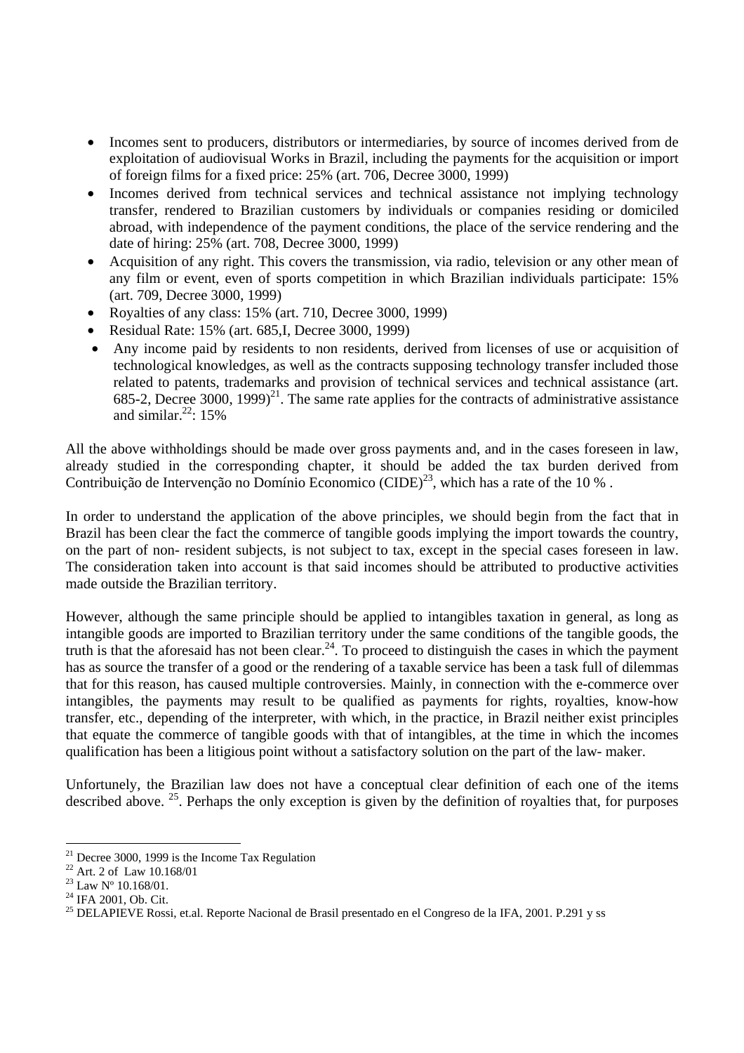- Incomes sent to producers, distributors or intermediaries, by source of incomes derived from de exploitation of audiovisual Works in Brazil, including the payments for the acquisition or import of foreign films for a fixed price: 25% (art. 706, Decree 3000, 1999)
- Incomes derived from technical services and technical assistance not implying technology transfer, rendered to Brazilian customers by individuals or companies residing or domiciled abroad, with independence of the payment conditions, the place of the service rendering and the date of hiring: 25% (art. 708, Decree 3000, 1999)
- Acquisition of any right. This covers the transmission, via radio, television or any other mean of any film or event, even of sports competition in which Brazilian individuals participate: 15% (art. 709, Decree 3000, 1999)
- Royalties of any class: 15% (art. 710, Decree 3000, 1999)
- Residual Rate: 15% (art. 685,I, Decree 3000, 1999)
- Any income paid by residents to non residents, derived from licenses of use or acquisition of technological knowledges, as well as the contracts supposing technology transfer included those related to patents, trademarks and provision of technical services and technical assistance (art. 685-2, Decree 3000, 1999)[21]. The same rate applies for the contracts of administrative assistance and similar.[22]: 15%

All the above withholdings should be made over gross payments and, and in the cases foreseen in law, already studied in the corresponding chapter, it should be added the tax burden derived from Contribuição de Intervenção no Domínio Economico (CIDE)[23], which has a rate of the 10 % .

In order to understand the application of the above principles, we should begin from the fact that in Brazil has been clear the fact the commerce of tangible goods implying the import towards the country, on the part of non- resident subjects, is not subject to tax, except in the special cases foreseen in law. The consideration taken into account is that said incomes should be attributed to productive activities made outside the Brazilian territory.

However, although the same principle should be applied to intangibles taxation in general, as long as intangible goods are imported to Brazilian territory under the same conditions of the tangible goods, the truth is that the aforesaid has not been clear.[24]. To proceed to distinguish the cases in which the payment has as source the transfer of a good or the rendering of a taxable service has been a task full of dilemmas that for this reason, has caused multiple controversies. Mainly, in connection with the e-commerce over intangibles, the payments may result to be qualified as payments for rights, royalties, know-how transfer, etc., depending of the interpreter, with which, in the practice, in Brazil neither exist principles that equate the commerce of tangible goods with that of intangibles, at the time in which the incomes qualification has been a litigious point without a satisfactory solution on the part of the law- maker.

Unfortunely, the Brazilian law does not have a conceptual clear definition of each one of the items described above. [25]. Perhaps the only exception is given by the definition of royalties that, for purposes

---

[21] Decree 3000, 1999 is the Income Tax Regulation

[22] Art. 2 of Law 10.168/01

[23] Law Nº 10.168/01.

[24] IFA 2001, Ob. Cit.

[25] DELAPIEVE Rossi, et.al. Reporte Nacional de Brasil presentado en el Congreso de la IFA, 2001. P.291 y ss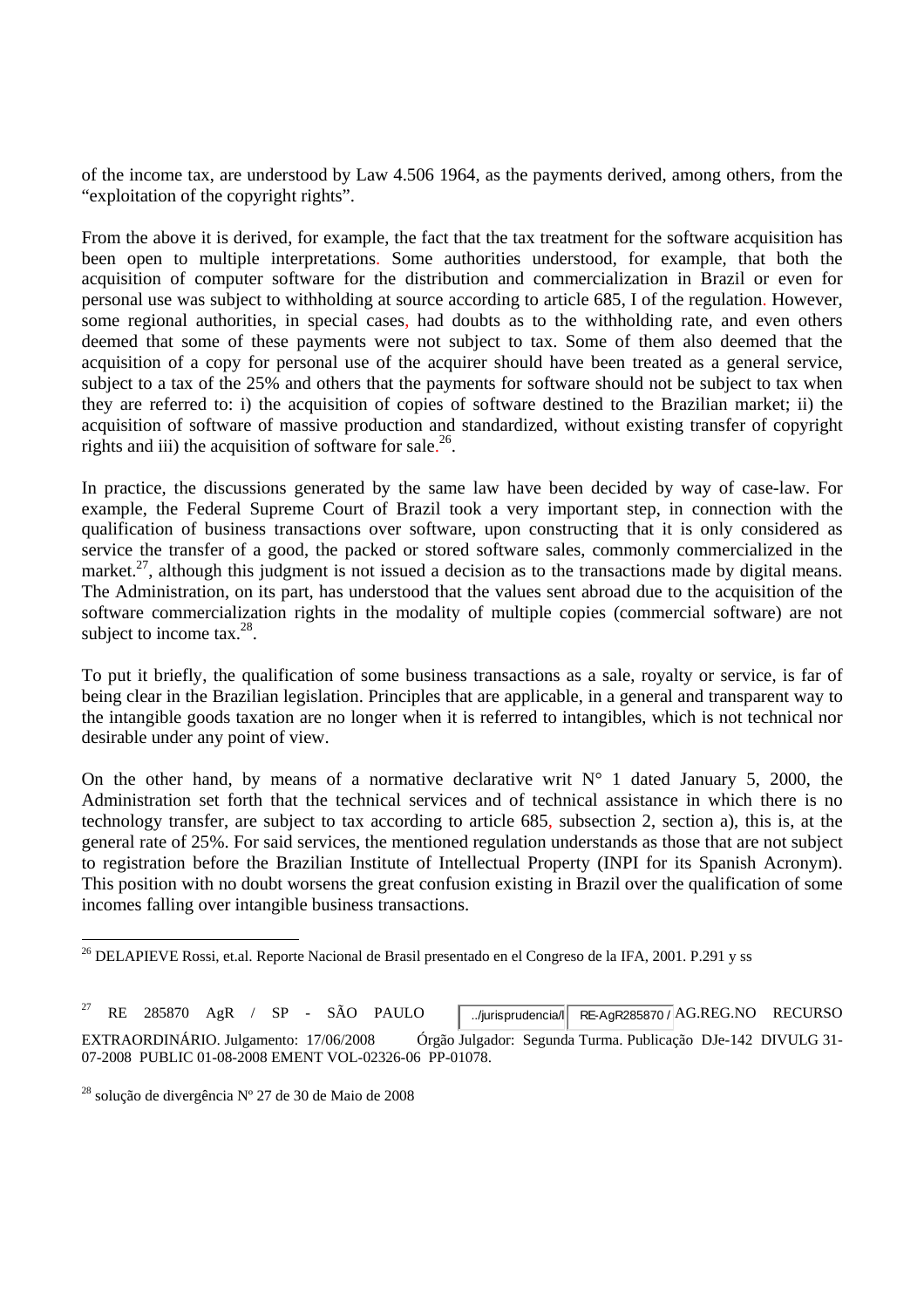of the income tax, are understood by Law 4.506 1964, as the payments derived, among others, from the "exploitation of the copyright rights".

From the above it is derived, for example, the fact that the tax treatment for the software acquisition has been open to multiple interpretations. Some authorities understood, for example, that both the acquisition of computer software for the distribution and commercialization in Brazil or even for personal use was subject to withholding at source according to article 685, I of the regulation. However, some regional authorities, in special cases, had doubts as to the withholding rate, and even others deemed that some of these payments were not subject to tax. Some of them also deemed that the acquisition of a copy for personal use of the acquirer should have been treated as a general service, subject to a tax of the 25% and others that the payments for software should not be subject to tax when they are referred to: i) the acquisition of copies of software destined to the Brazilian market; ii) the acquisition of software of massive production and standardized, without existing transfer of copyright rights and iii) the acquisition of software for sale.[26].

In practice, the discussions generated by the same law have been decided by way of case-law. For example, the Federal Supreme Court of Brazil took a very important step, in connection with the qualification of business transactions over software, upon constructing that it is only considered as service the transfer of a good, the packed or stored software sales, commonly commercialized in the market.[27], although this judgment is not issued a decision as to the transactions made by digital means. The Administration, on its part, has understood that the values sent abroad due to the acquisition of the software commercialization rights in the modality of multiple copies (commercial software) are not subject to income tax.[28].

To put it briefly, the qualification of some business transactions as a sale, royalty or service, is far of being clear in the Brazilian legislation. Principles that are applicable, in a general and transparent way to the intangible goods taxation are no longer when it is referred to intangibles, which is not technical nor desirable under any point of view.

On the other hand, by means of a normative declarative writ N° 1 dated January 5, 2000, the Administration set forth that the technical services and of technical assistance in which there is no technology transfer, are subject to tax according to article 685, subsection 2, section a), this is, at the general rate of 25%. For said services, the mentioned regulation understands as those that are not subject to registration before the Brazilian Institute of Intellectual Property (INPI for its Spanish Acronym). This position with no doubt worsens the great confusion existing in Brazil over the qualification of some incomes falling over intangible business transactions.

---

[26] DELAPIEVE Rossi, et.al. Reporte Nacional de Brasil presentado en el Congreso de la IFA, 2001. P.291 y ss

[27] RE 285870 AgR / SP - SÃO PAULO ../jurisprudencia/l RE-AgR285870 / AG.REG.NO RECURSO EXTRAORDINÁRIO. Julgamento: 17/06/2008 Órgão Julgador: Segunda Turma. Publicação DJe-142 DIVULG 31-07-2008 PUBLIC 01-08-2008 EMENT VOL-02326-06 PP-01078.

[28] solução de divergência Nº 27 de 30 de Maio de 2008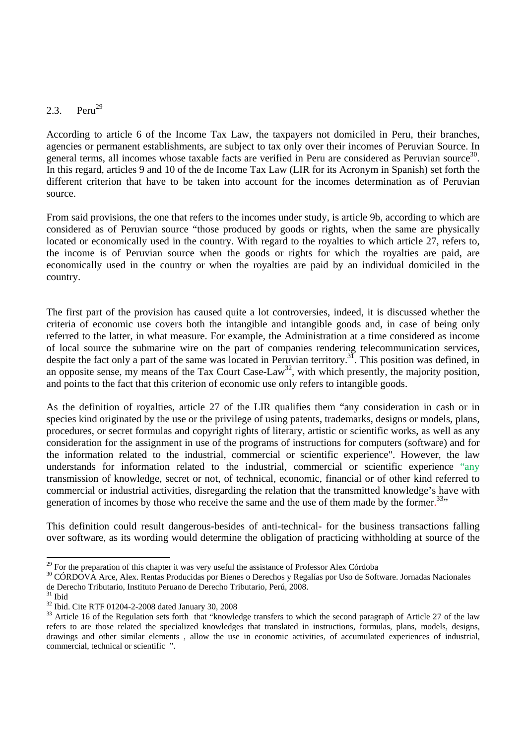## 2.3. Peru[29]

According to article 6 of the Income Tax Law, the taxpayers not domiciled in Peru, their branches, agencies or permanent establishments, are subject to tax only over their incomes of Peruvian Source. In general terms, all incomes whose taxable facts are verified in Peru are considered as Peruvian source[30]. In this regard, articles 9 and 10 of the de Income Tax Law (LIR for its Acronym in Spanish) set forth the different criterion that have to be taken into account for the incomes determination as of Peruvian source.

From said provisions, the one that refers to the incomes under study, is article 9b, according to which are considered as of Peruvian source "those produced by goods or rights, when the same are physically located or economically used in the country. With regard to the royalties to which article 27, refers to, the income is of Peruvian source when the goods or rights for which the royalties are paid, are economically used in the country or when the royalties are paid by an individual domiciled in the country.

The first part of the provision has caused quite a lot controversies, indeed, it is discussed whether the criteria of economic use covers both the intangible and intangible goods and, in case of being only referred to the latter, in what measure. For example, the Administration at a time considered as income of local source the submarine wire on the part of companies rendering telecommunication services, despite the fact only a part of the same was located in Peruvian territory.[31]. This position was defined, in an opposite sense, my means of the Tax Court Case-Law[32], with which presently, the majority position, and points to the fact that this criterion of economic use only refers to intangible goods.

As the definition of royalties, article 27 of the LIR qualifies them "any consideration in cash or in species kind originated by the use or the privilege of using patents, trademarks, designs or models, plans, procedures, or secret formulas and copyright rights of literary, artistic or scientific works, as well as any consideration for the assignment in use of the programs of instructions for computers (software) and for the information related to the industrial, commercial or scientific experience". However, the law understands for information related to the industrial, commercial or scientific experience "any transmission of knowledge, secret or not, of technical, economic, financial or of other kind referred to commercial or industrial activities, disregarding the relation that the transmitted knowledge's have with generation of incomes by those who receive the same and the use of them made by the former.[33]"

This definition could result dangerous-besides of anti-technical- for the business transactions falling over software, as its wording would determine the obligation of practicing withholding at source of the

---

[29] For the preparation of this chapter it was very useful the assistance of Professor Alex Córdoba

[30] CÓRDOVA Arce, Alex. Rentas Producidas por Bienes o Derechos y Regalías por Uso de Software. Jornadas Nacionales de Derecho Tributario, Instituto Peruano de Derecho Tributario, Perú, 2008.

[31] Ibid

[32] Ibid. Cite RTF 01204-2-2008 dated January 30, 2008

[33] Article 16 of the Regulation sets forth that "knowledge transfers to which the second paragraph of Article 27 of the law refers to are those related the specialized knowledges that translated in instructions, formulas, plans, models, designs, drawings and other similar elements , allow the use in economic activities, of accumulated experiences of industrial, commercial, technical or scientific ".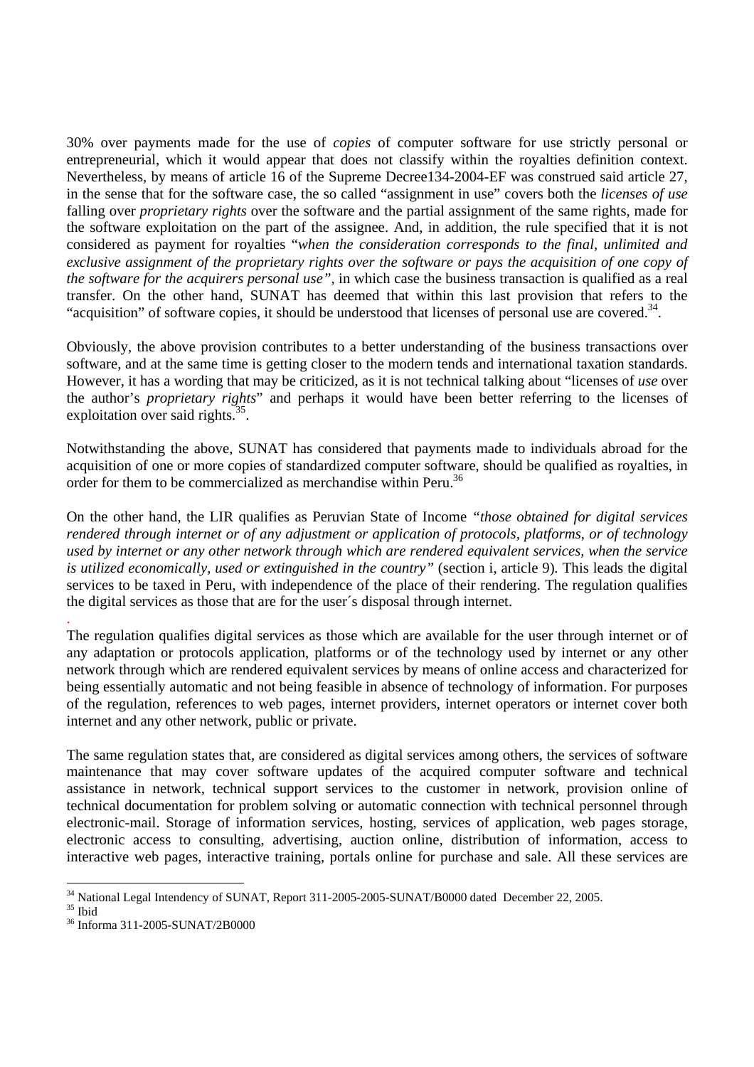30% over payments made for the use of *copies* of computer software for use strictly personal or entrepreneurial, which it would appear that does not classify within the royalties definition context. Nevertheless, by means of article 16 of the Supreme Decree134-2004-EF was construed said article 27, in the sense that for the software case, the so called "assignment in use" covers both the *licenses of use* falling over *proprietary rights* over the software and the partial assignment of the same rights, made for the software exploitation on the part of the assignee. And, in addition, the rule specified that it is not considered as payment for royalties "*when the consideration corresponds to the final, unlimited and exclusive assignment of the proprietary rights over the software or pays the acquisition of one copy of the software for the acquirers personal use",* in which case the business transaction is qualified as a real transfer. On the other hand, SUNAT has deemed that within this last provision that refers to the "acquisition" of software copies, it should be understood that licenses of personal use are covered.[34].

Obviously, the above provision contributes to a better understanding of the business transactions over software, and at the same time is getting closer to the modern tends and international taxation standards. However, it has a wording that may be criticized, as it is not technical talking about "licenses of *use* over the author's *proprietary rights*" and perhaps it would have been better referring to the licenses of exploitation over said rights.[35].

Notwithstanding the above, SUNAT has considered that payments made to individuals abroad for the acquisition of one or more copies of standardized computer software, should be qualified as royalties, in order for them to be commercialized as merchandise within Peru.[36]

On the other hand, the LIR qualifies as Peruvian State of Income *"those obtained for digital services rendered through internet or of any adjustment or application of protocols, platforms, or of technology used by internet or any other network through which are rendered equivalent services, when the service is utilized economically, used or extinguished in the country"* (section i, article 9). This leads the digital services to be taxed in Peru, with independence of the place of their rendering. The regulation qualifies the digital services as those that are for the user´s disposal through internet.

.

The regulation qualifies digital services as those which are available for the user through internet or of any adaptation or protocols application, platforms or of the technology used by internet or any other network through which are rendered equivalent services by means of online access and characterized for being essentially automatic and not being feasible in absence of technology of information. For purposes of the regulation, references to web pages, internet providers, internet operators or internet cover both internet and any other network, public or private.

The same regulation states that, are considered as digital services among others, the services of software maintenance that may cover software updates of the acquired computer software and technical assistance in network, technical support services to the customer in network, provision online of technical documentation for problem solving or automatic connection with technical personnel through electronic-mail. Storage of information services, hosting, services of application, web pages storage, electronic access to consulting, advertising, auction online, distribution of information, access to interactive web pages, interactive training, portals online for purchase and sale. All these services are

---

[34] National Legal Intendency of SUNAT, Report 311-2005-2005-SUNAT/B0000 dated December 22, 2005.

[35] Ibid

[36] Informa 311-2005-SUNAT/2B0000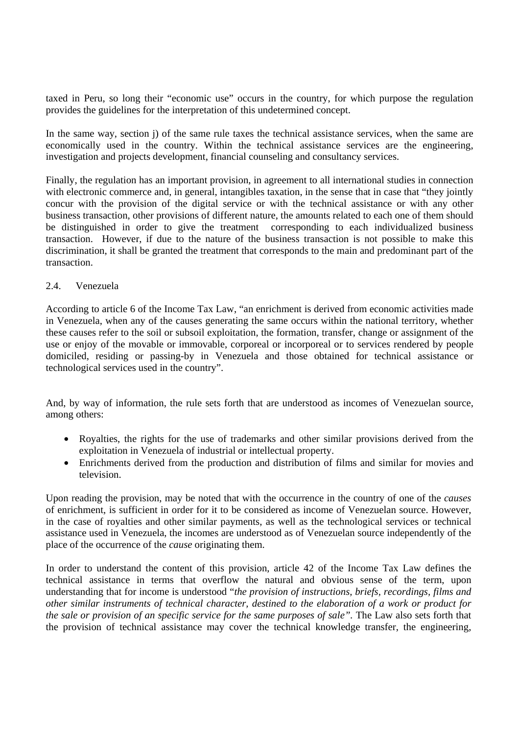taxed in Peru, so long their "economic use" occurs in the country, for which purpose the regulation provides the guidelines for the interpretation of this undetermined concept.

In the same way, section j) of the same rule taxes the technical assistance services, when the same are economically used in the country. Within the technical assistance services are the engineering, investigation and projects development, financial counseling and consultancy services.

Finally, the regulation has an important provision, in agreement to all international studies in connection with electronic commerce and, in general, intangibles taxation, in the sense that in case that "they jointly concur with the provision of the digital service or with the technical assistance or with any other business transaction, other provisions of different nature, the amounts related to each one of them should be distinguished in order to give the treatment corresponding to each individualized business transaction. However, if due to the nature of the business transaction is not possible to make this discrimination, it shall be granted the treatment that corresponds to the main and predominant part of the transaction.

## 2.4. Venezuela

According to article 6 of the Income Tax Law, "an enrichment is derived from economic activities made in Venezuela, when any of the causes generating the same occurs within the national territory, whether these causes refer to the soil or subsoil exploitation, the formation, transfer, change or assignment of the use or enjoy of the movable or immovable, corporeal or incorporeal or to services rendered by people domiciled, residing or passing-by in Venezuela and those obtained for technical assistance or technological services used in the country".

And, by way of information, the rule sets forth that are understood as incomes of Venezuelan source, among others:

- Royalties, the rights for the use of trademarks and other similar provisions derived from the exploitation in Venezuela of industrial or intellectual property.
- Enrichments derived from the production and distribution of films and similar for movies and television.

Upon reading the provision, may be noted that with the occurrence in the country of one of the *causes* of enrichment, is sufficient in order for it to be considered as income of Venezuelan source. However, in the case of royalties and other similar payments, as well as the technological services or technical assistance used in Venezuela, the incomes are understood as of Venezuelan source independently of the place of the occurrence of the *cause* originating them.

In order to understand the content of this provision, article 42 of the Income Tax Law defines the technical assistance in terms that overflow the natural and obvious sense of the term, upon understanding that for income is understood "*the provision of instructions, briefs, recordings, films and other similar instruments of technical character, destined to the elaboration of a work or product for the sale or provision of an specific service for the same purposes of sale".* The Law also sets forth that the provision of technical assistance may cover the technical knowledge transfer, the engineering,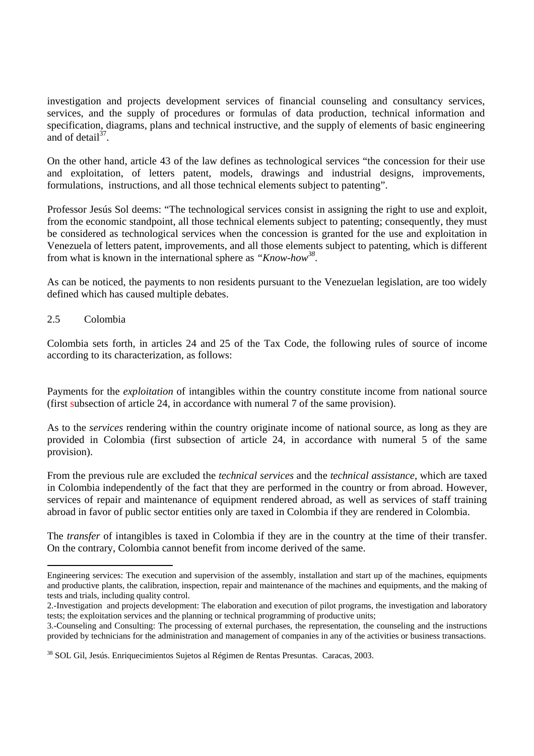investigation and projects development services of financial counseling and consultancy services, services, and the supply of procedures or formulas of data production, technical information and specification, diagrams, plans and technical instructive, and the supply of elements of basic engineering and of detail[37].

On the other hand, article 43 of the law defines as technological services "the concession for their use and exploitation, of letters patent, models, drawings and industrial designs, improvements, formulations, instructions, and all those technical elements subject to patenting".

Professor Jesús Sol deems: "The technological services consist in assigning the right to use and exploit, from the economic standpoint, all those technical elements subject to patenting; consequently, they must be considered as technological services when the concession is granted for the use and exploitation in Venezuela of letters patent, improvements, and all those elements subject to patenting, which is different from what is known in the international sphere as *"Know-how*[38].

As can be noticed, the payments to non residents pursuant to the Venezuelan legislation, are too widely defined which has caused multiple debates.

## 2.5 Colombia

Colombia sets forth, in articles 24 and 25 of the Tax Code, the following rules of source of income according to its characterization, as follows:

Payments for the *exploitation* of intangibles within the country constitute income from national source (first subsection of article 24, in accordance with numeral 7 of the same provision).

As to the *services* rendering within the country originate income of national source, as long as they are provided in Colombia (first subsection of article 24, in accordance with numeral 5 of the same provision).

From the previous rule are excluded the *technical services* and the *technical assistance,* which are taxed in Colombia independently of the fact that they are performed in the country or from abroad. However, services of repair and maintenance of equipment rendered abroad, as well as services of staff training abroad in favor of public sector entities only are taxed in Colombia if they are rendered in Colombia.

The *transfer* of intangibles is taxed in Colombia if they are in the country at the time of their transfer. On the contrary, Colombia cannot benefit from income derived of the same.

---

Engineering services: The execution and supervision of the assembly, installation and start up of the machines, equipments and productive plants, the calibration, inspection, repair and maintenance of the machines and equipments, and the making of tests and trials, including quality control.

2.-Investigation and projects development: The elaboration and execution of pilot programs, the investigation and laboratory tests; the exploitation services and the planning or technical programming of productive units;

3.-Counseling and Consulting: The processing of external purchases, the representation, the counseling and the instructions provided by technicians for the administration and management of companies in any of the activities or business transactions.

[38] SOL Gil, Jesús. Enriquecimientos Sujetos al Régimen de Rentas Presuntas. Caracas, 2003.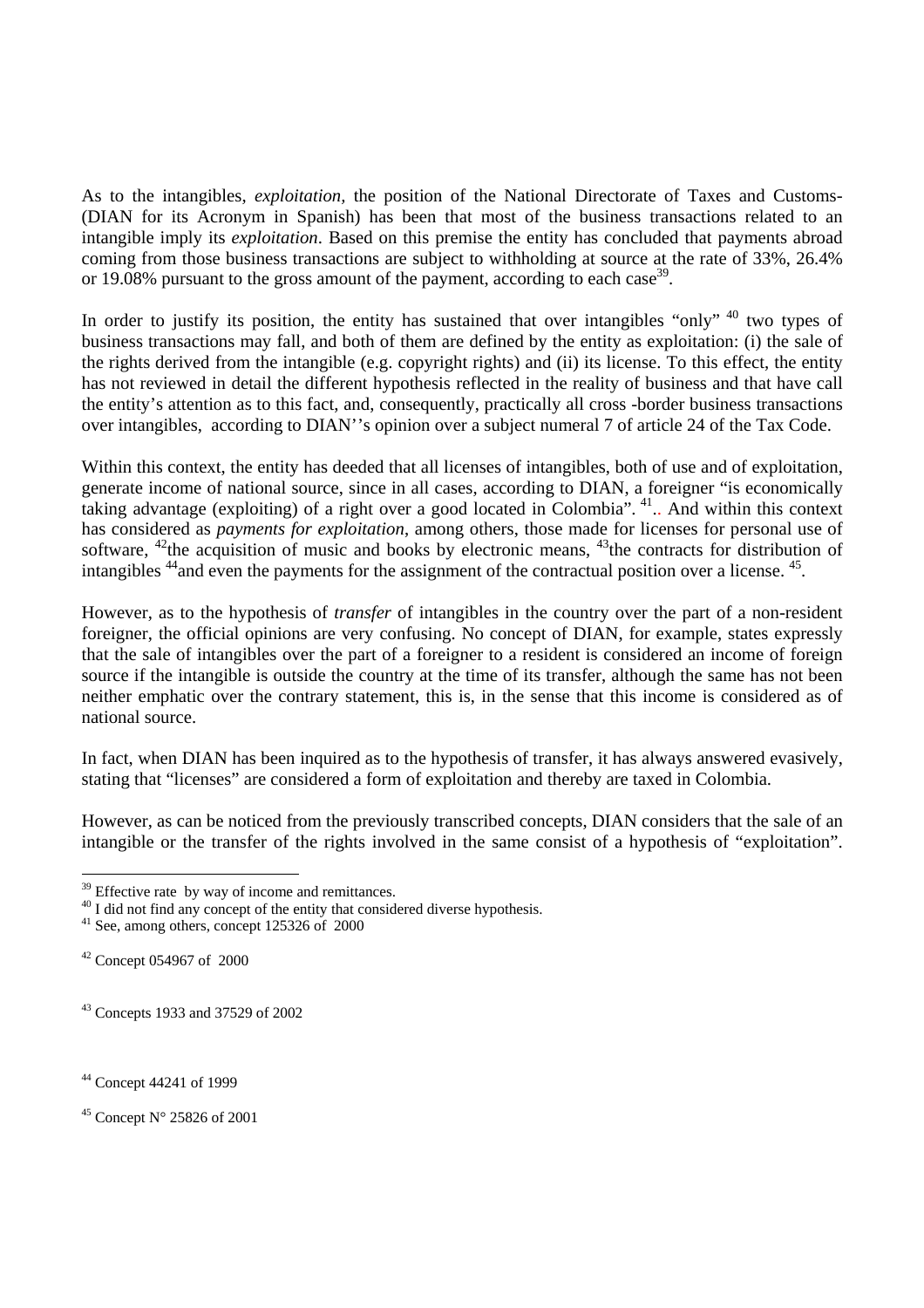As to the intangibles, *exploitation*, the position of the National Directorate of Taxes and Customs- (DIAN for its Acronym in Spanish) has been that most of the business transactions related to an intangible imply its *exploitation*. Based on this premise the entity has concluded that payments abroad coming from those business transactions are subject to withholding at source at the rate of 33%, 26.4% or 19.08% pursuant to the gross amount of the payment, according to each case[39].

In order to justify its position, the entity has sustained that over intangibles "only" [40] two types of business transactions may fall, and both of them are defined by the entity as exploitation: (i) the sale of the rights derived from the intangible (e.g. copyright rights) and (ii) its license. To this effect, the entity has not reviewed in detail the different hypothesis reflected in the reality of business and that have call the entity's attention as to this fact, and, consequently, practically all cross -border business transactions over intangibles, according to DIAN''s opinion over a subject numeral 7 of article 24 of the Tax Code.

Within this context, the entity has deeded that all licenses of intangibles, both of use and of exploitation, generate income of national source, since in all cases, according to DIAN, a foreigner "is economically taking advantage (exploiting) of a right over a good located in Colombia". [41].. And within this context has considered as *payments for exploitation*, among others, those made for licenses for personal use of software, [42]the acquisition of music and books by electronic means, [43]the contracts for distribution of intangibles [44]and even the payments for the assignment of the contractual position over a license. [45].

However, as to the hypothesis of *transfer* of intangibles in the country over the part of a non-resident foreigner, the official opinions are very confusing. No concept of DIAN, for example, states expressly that the sale of intangibles over the part of a foreigner to a resident is considered an income of foreign source if the intangible is outside the country at the time of its transfer, although the same has not been neither emphatic over the contrary statement, this is, in the sense that this income is considered as of national source.

In fact, when DIAN has been inquired as to the hypothesis of transfer, it has always answered evasively, stating that "licenses" are considered a form of exploitation and thereby are taxed in Colombia.

However, as can be noticed from the previously transcribed concepts, DIAN considers that the sale of an intangible or the transfer of the rights involved in the same consist of a hypothesis of "exploitation".

---

[39] Effective rate by way of income and remittances.

[40] I did not find any concept of the entity that considered diverse hypothesis.

[41] See, among others, concept 125326 of 2000

[42] Concept 054967 of 2000

[43] Concepts 1933 and 37529 of 2002

[44] Concept 44241 of 1999

[45] Concept N° 25826 of 2001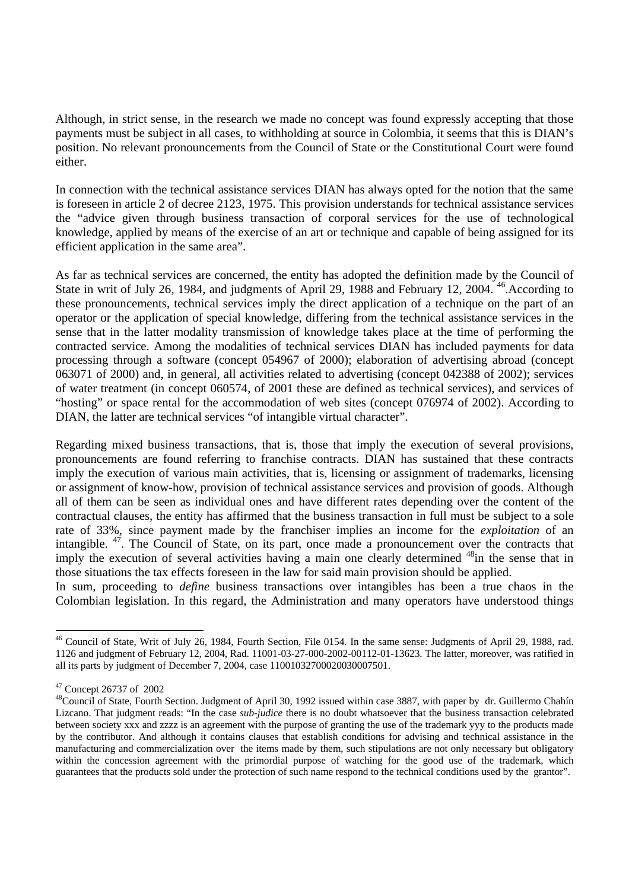Although, in strict sense, in the research we made no concept was found expressly accepting that those payments must be subject in all cases, to withholding at source in Colombia, it seems that this is DIAN's position. No relevant pronouncements from the Council of State or the Constitutional Court were found either.

In connection with the technical assistance services DIAN has always opted for the notion that the same is foreseen in article 2 of decree 2123, 1975. This provision understands for technical assistance services the "advice given through business transaction of corporal services for the use of technological knowledge, applied by means of the exercise of an art or technique and capable of being assigned for its efficient application in the same area".

As far as technical services are concerned, the entity has adopted the definition made by the Council of State in writ of July 26, 1984, and judgments of April 29, 1988 and February 12, 2004. [46].According to these pronouncements, technical services imply the direct application of a technique on the part of an operator or the application of special knowledge, differing from the technical assistance services in the sense that in the latter modality transmission of knowledge takes place at the time of performing the contracted service. Among the modalities of technical services DIAN has included payments for data processing through a software (concept 054967 of 2000); elaboration of advertising abroad (concept 063071 of 2000) and, in general, all activities related to advertising (concept 042388 of 2002); services of water treatment (in concept 060574, of 2001 these are defined as technical services), and services of "hosting" or space rental for the accommodation of web sites (concept 076974 of 2002). According to DIAN, the latter are technical services "of intangible virtual character".

Regarding mixed business transactions, that is, those that imply the execution of several provisions, pronouncements are found referring to franchise contracts. DIAN has sustained that these contracts imply the execution of various main activities, that is, licensing or assignment of trademarks, licensing or assignment of know-how, provision of technical assistance services and provision of goods. Although all of them can be seen as individual ones and have different rates depending over the content of the contractual clauses, the entity has affirmed that the business transaction in full must be subject to a sole rate of 33%, since payment made by the franchiser implies an income for the *exploitation* of an intangible. [47]. The Council of State, on its part, once made a pronouncement over the contracts that imply the execution of several activities having a main one clearly determined [48]in the sense that in those situations the tax effects foreseen in the law for said main provision should be applied.
In sum, proceeding to *define* business transactions over intangibles has been a true chaos in the Colombian legislation. In this regard, the Administration and many operators have understood things

---

[46] Council of State, Writ of July 26, 1984, Fourth Section, File 0154. In the same sense: Judgments of April 29, 1988, rad. 1126 and judgment of February 12, 2004, Rad. 11001-03-27-000-2002-00112-01-13623. The latter, moreover, was ratified in all its parts by judgment of December 7, 2004, case 11001032700020030007501.

[47] Concept 26737 of 2002

[48] Council of State, Fourth Section. Judgment of April 30, 1992 issued within case 3887, with paper by dr. Guillermo Chahín Lizcano. That judgment reads: "In the case *sub-judice* there is no doubt whatsoever that the business transaction celebrated between society xxx and zzzz is an agreement with the purpose of granting the use of the trademark yyy to the products made by the contributor. And although it contains clauses that establish conditions for advising and technical assistance in the manufacturing and commercialization over the items made by them, such stipulations are not only necessary but obligatory within the concession agreement with the primordial purpose of watching for the good use of the trademark, which guarantees that the products sold under the protection of such name respond to the technical conditions used by the grantor".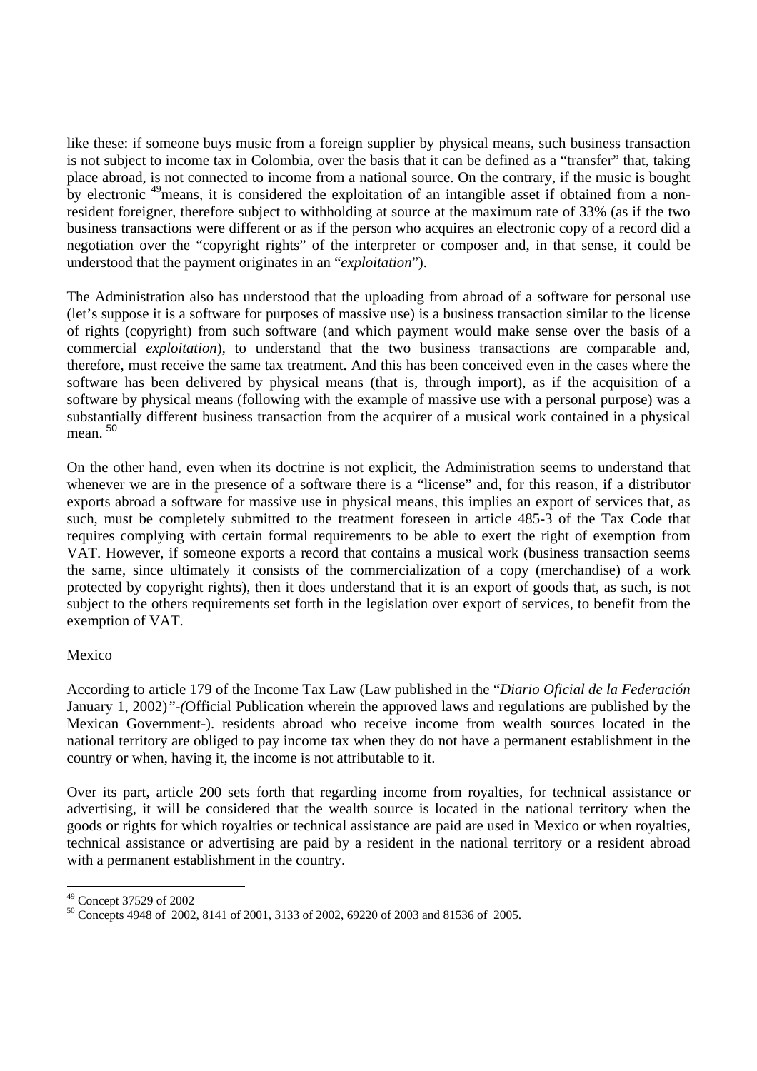like these: if someone buys music from a foreign supplier by physical means, such business transaction is not subject to income tax in Colombia, over the basis that it can be defined as a "transfer" that, taking place abroad, is not connected to income from a national source. On the contrary, if the music is bought by electronic [49]means, it is considered the exploitation of an intangible asset if obtained from a non-resident foreigner, therefore subject to withholding at source at the maximum rate of 33% (as if the two business transactions were different or as if the person who acquires an electronic copy of a record did a negotiation over the "copyright rights" of the interpreter or composer and, in that sense, it could be understood that the payment originates in an "*exploitation*").

The Administration also has understood that the uploading from abroad of a software for personal use (let's suppose it is a software for purposes of massive use) is a business transaction similar to the license of rights (copyright) from such software (and which payment would make sense over the basis of a commercial *exploitation*), to understand that the two business transactions are comparable and, therefore, must receive the same tax treatment. And this has been conceived even in the cases where the software has been delivered by physical means (that is, through import), as if the acquisition of a software by physical means (following with the example of massive use with a personal purpose) was a substantially different business transaction from the acquirer of a musical work contained in a physical mean. [50]

On the other hand, even when its doctrine is not explicit, the Administration seems to understand that whenever we are in the presence of a software there is a "license" and, for this reason, if a distributor exports abroad a software for massive use in physical means, this implies an export of services that, as such, must be completely submitted to the treatment foreseen in article 485-3 of the Tax Code that requires complying with certain formal requirements to be able to exert the right of exemption from VAT. However, if someone exports a record that contains a musical work (business transaction seems the same, since ultimately it consists of the commercialization of a copy (merchandise) of a work protected by copyright rights), then it does understand that it is an export of goods that, as such, is not subject to the others requirements set forth in the legislation over export of services, to benefit from the exemption of VAT.

Mexico

According to article 179 of the Income Tax Law (Law published in the "*Diario Oficial de la Federación* January 1, 2002)"-(Official Publication wherein the approved laws and regulations are published by the Mexican Government-). residents abroad who receive income from wealth sources located in the national territory are obliged to pay income tax when they do not have a permanent establishment in the country or when, having it, the income is not attributable to it.

Over its part, article 200 sets forth that regarding income from royalties, for technical assistance or advertising, it will be considered that the wealth source is located in the national territory when the goods or rights for which royalties or technical assistance are paid are used in Mexico or when royalties, technical assistance or advertising are paid by a resident in the national territory or a resident abroad with a permanent establishment in the country.

---

[49] Concept 37529 of 2002

[50] Concepts 4948 of 2002, 8141 of 2001, 3133 of 2002, 69220 of 2003 and 81536 of 2005.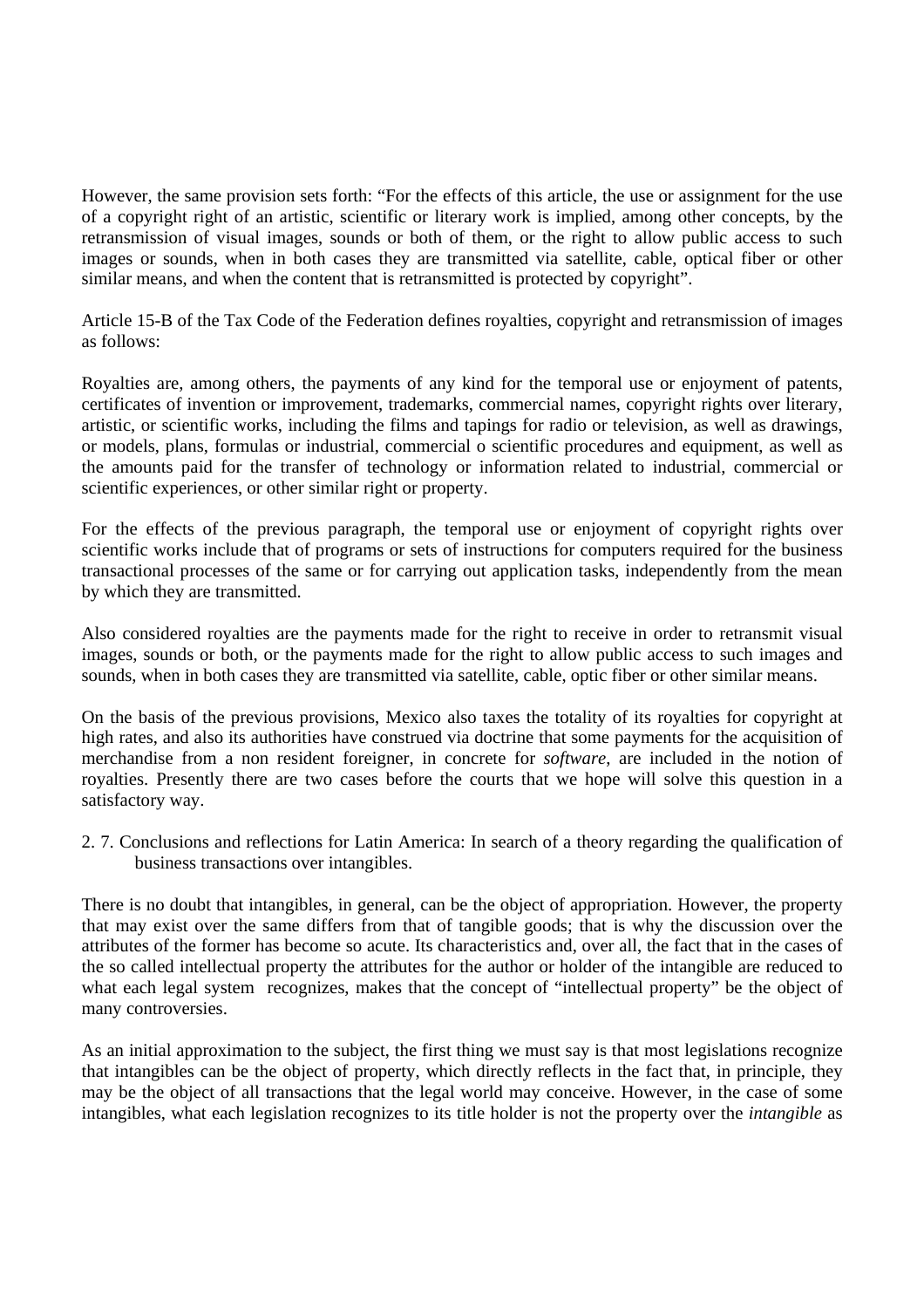However, the same provision sets forth: "For the effects of this article, the use or assignment for the use of a copyright right of an artistic, scientific or literary work is implied, among other concepts, by the retransmission of visual images, sounds or both of them, or the right to allow public access to such images or sounds, when in both cases they are transmitted via satellite, cable, optical fiber or other similar means, and when the content that is retransmitted is protected by copyright".

Article 15-B of the Tax Code of the Federation defines royalties, copyright and retransmission of images as follows:

Royalties are, among others, the payments of any kind for the temporal use or enjoyment of patents, certificates of invention or improvement, trademarks, commercial names, copyright rights over literary, artistic, or scientific works, including the films and tapings for radio or television, as well as drawings, or models, plans, formulas or industrial, commercial o scientific procedures and equipment, as well as the amounts paid for the transfer of technology or information related to industrial, commercial or scientific experiences, or other similar right or property.

For the effects of the previous paragraph, the temporal use or enjoyment of copyright rights over scientific works include that of programs or sets of instructions for computers required for the business transactional processes of the same or for carrying out application tasks, independently from the mean by which they are transmitted.

Also considered royalties are the payments made for the right to receive in order to retransmit visual images, sounds or both, or the payments made for the right to allow public access to such images and sounds, when in both cases they are transmitted via satellite, cable, optic fiber or other similar means.

On the basis of the previous provisions, Mexico also taxes the totality of its royalties for copyright at high rates, and also its authorities have construed via doctrine that some payments for the acquisition of merchandise from a non resident foreigner, in concrete for *software*, are included in the notion of royalties. Presently there are two cases before the courts that we hope will solve this question in a satisfactory way.

### 2. 7. Conclusions and reflections for Latin America: In search of a theory regarding the qualification of business transactions over intangibles.

There is no doubt that intangibles, in general, can be the object of appropriation. However, the property that may exist over the same differs from that of tangible goods; that is why the discussion over the attributes of the former has become so acute. Its characteristics and, over all, the fact that in the cases of the so called intellectual property the attributes for the author or holder of the intangible are reduced to what each legal system recognizes, makes that the concept of "intellectual property" be the object of many controversies.

As an initial approximation to the subject, the first thing we must say is that most legislations recognize that intangibles can be the object of property, which directly reflects in the fact that, in principle, they may be the object of all transactions that the legal world may conceive. However, in the case of some intangibles, what each legislation recognizes to its title holder is not the property over the *intangible* as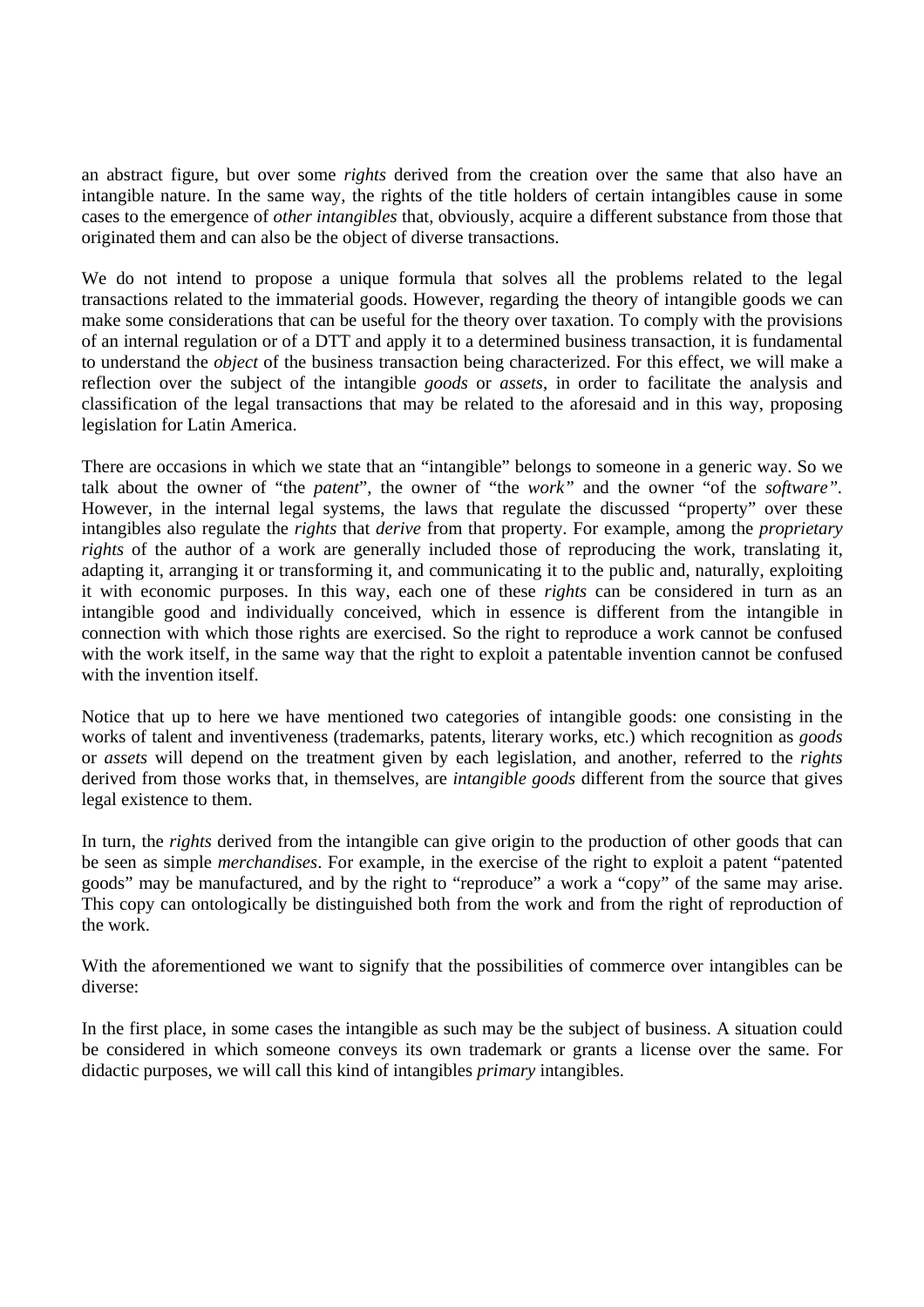an abstract figure, but over some *rights* derived from the creation over the same that also have an intangible nature. In the same way, the rights of the title holders of certain intangibles cause in some cases to the emergence of *other intangibles* that, obviously, acquire a different substance from those that originated them and can also be the object of diverse transactions.

We do not intend to propose a unique formula that solves all the problems related to the legal transactions related to the immaterial goods. However, regarding the theory of intangible goods we can make some considerations that can be useful for the theory over taxation. To comply with the provisions of an internal regulation or of a DTT and apply it to a determined business transaction, it is fundamental to understand the *object* of the business transaction being characterized. For this effect, we will make a reflection over the subject of the intangible *goods* or *assets*, in order to facilitate the analysis and classification of the legal transactions that may be related to the aforesaid and in this way, proposing legislation for Latin America.

There are occasions in which we state that an "intangible" belongs to someone in a generic way. So we talk about the owner of "the *patent*", the owner of "the *work"* and the owner "of the *software"*. However, in the internal legal systems, the laws that regulate the discussed "property" over these intangibles also regulate the *rights* that *derive* from that property. For example, among the *proprietary rights* of the author of a work are generally included those of reproducing the work, translating it, adapting it, arranging it or transforming it, and communicating it to the public and, naturally, exploiting it with economic purposes. In this way, each one of these *rights* can be considered in turn as an intangible good and individually conceived, which in essence is different from the intangible in connection with which those rights are exercised. So the right to reproduce a work cannot be confused with the work itself, in the same way that the right to exploit a patentable invention cannot be confused with the invention itself.

Notice that up to here we have mentioned two categories of intangible goods: one consisting in the works of talent and inventiveness (trademarks, patents, literary works, etc.) which recognition as *goods* or *assets* will depend on the treatment given by each legislation, and another, referred to the *rights* derived from those works that, in themselves, are *intangible goods* different from the source that gives legal existence to them.

In turn, the *rights* derived from the intangible can give origin to the production of other goods that can be seen as simple *merchandises*. For example, in the exercise of the right to exploit a patent "patented goods" may be manufactured, and by the right to "reproduce" a work a "copy" of the same may arise. This copy can ontologically be distinguished both from the work and from the right of reproduction of the work.

With the aforementioned we want to signify that the possibilities of commerce over intangibles can be diverse:

In the first place, in some cases the intangible as such may be the subject of business. A situation could be considered in which someone conveys its own trademark or grants a license over the same. For didactic purposes, we will call this kind of intangibles *primary* intangibles.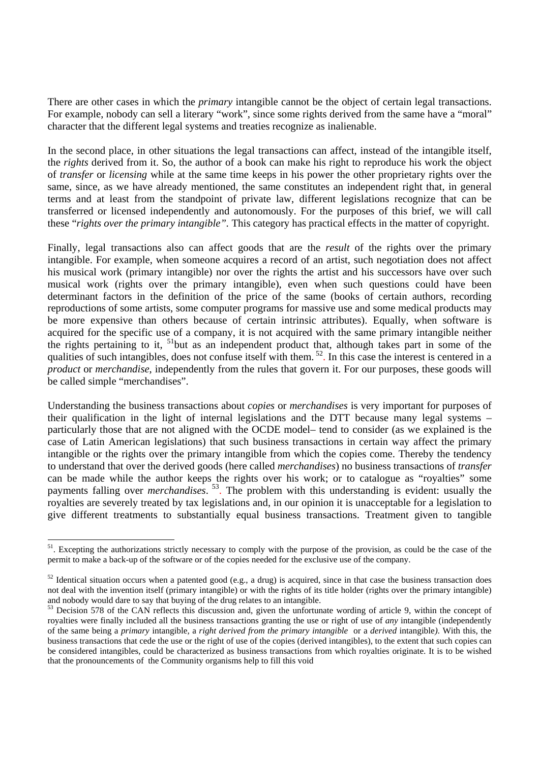There are other cases in which the *primary* intangible cannot be the object of certain legal transactions. For example, nobody can sell a literary "work", since some rights derived from the same have a "moral" character that the different legal systems and treaties recognize as inalienable.

In the second place, in other situations the legal transactions can affect, instead of the intangible itself, the *rights* derived from it. So, the author of a book can make his right to reproduce his work the object of *transfer* or *licensing* while at the same time keeps in his power the other proprietary rights over the same, since, as we have already mentioned, the same constitutes an independent right that, in general terms and at least from the standpoint of private law, different legislations recognize that can be transferred or licensed independently and autonomously. For the purposes of this brief, we will call these "*rights over the primary intangible".* This category has practical effects in the matter of copyright.

Finally, legal transactions also can affect goods that are the *result* of the rights over the primary intangible. For example, when someone acquires a record of an artist, such negotiation does not affect his musical work (primary intangible) nor over the rights the artist and his successors have over such musical work (rights over the primary intangible), even when such questions could have been determinant factors in the definition of the price of the same (books of certain authors, recording reproductions of some artists, some computer programs for massive use and some medical products may be more expensive than others because of certain intrinsic attributes). Equally, when software is acquired for the specific use of a company, it is not acquired with the same primary intangible neither the rights pertaining to it, [51]but as an independent product that, although takes part in some of the qualities of such intangibles, does not confuse itself with them. [52]. In this case the interest is centered in a *product* or *merchandise*, independently from the rules that govern it. For our purposes, these goods will be called simple "merchandises".

Understanding the business transactions about *copies* or *merchandises* is very important for purposes of their qualification in the light of internal legislations and the DTT because many legal systems – particularly those that are not aligned with the OCDE model– tend to consider (as we explained is the case of Latin American legislations) that such business transactions in certain way affect the primary intangible or the rights over the primary intangible from which the copies come. Thereby the tendency to understand that over the derived goods (here called *merchandises*) no business transactions of *transfer* can be made while the author keeps the rights over his work; or to catalogue as "royalties" some payments falling over *merchandises*. [53]. The problem with this understanding is evident: usually the royalties are severely treated by tax legislations and, in our opinion it is unacceptable for a legislation to give different treatments to substantially equal business transactions. Treatment given to tangible

---

[51]. Excepting the authorizations strictly necessary to comply with the purpose of the provision, as could be the case of the permit to make a back-up of the software or of the copies needed for the exclusive use of the company.

[52] Identical situation occurs when a patented good (e.g., a drug) is acquired, since in that case the business transaction does not deal with the invention itself (primary intangible) or with the rights of its title holder (rights over the primary intangible) and nobody would dare to say that buying of the drug relates to an intangible.

[53] Decision 578 of the CAN reflects this discussion and, given the unfortunate wording of article 9, within the concept of royalties were finally included all the business transactions granting the use or right of use of *any* intangible (independently of the same being a *primary* intangible, a *right derived from the primary intangible* or a *derived* intangible*)*. With this, the business transactions that cede the use or the right of use of the copies (derived intangibles), to the extent that such copies can be considered intangibles, could be characterized as business transactions from which royalties originate. It is to be wished that the pronouncements of the Community organisms help to fill this void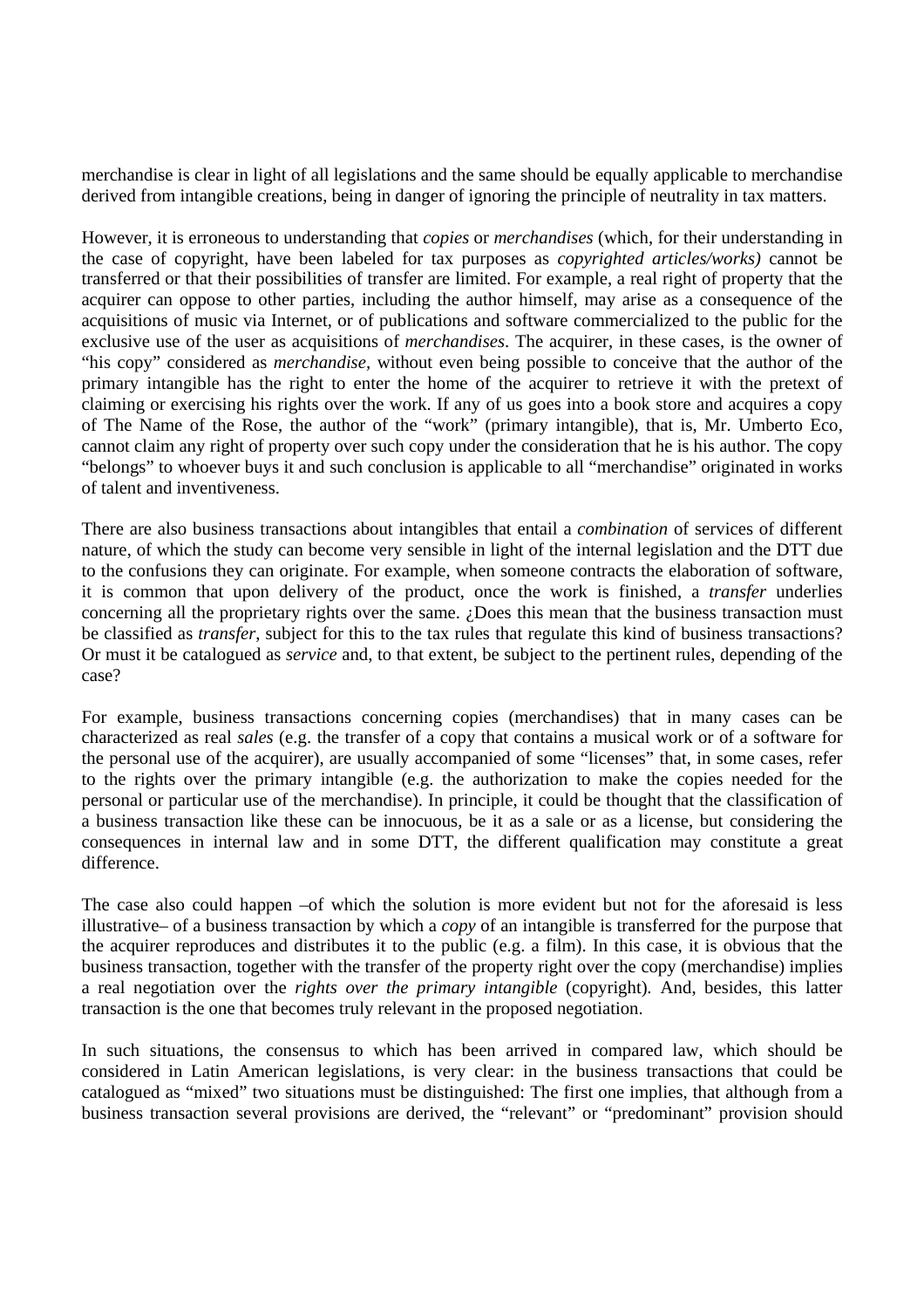merchandise is clear in light of all legislations and the same should be equally applicable to merchandise derived from intangible creations, being in danger of ignoring the principle of neutrality in tax matters.

However, it is erroneous to understanding that *copies* or *merchandises* (which, for their understanding in the case of copyright, have been labeled for tax purposes as *copyrighted articles/works)* cannot be transferred or that their possibilities of transfer are limited. For example, a real right of property that the acquirer can oppose to other parties, including the author himself, may arise as a consequence of the acquisitions of music via Internet, or of publications and software commercialized to the public for the exclusive use of the user as acquisitions of *merchandises*. The acquirer, in these cases, is the owner of "his copy" considered as *merchandise*, without even being possible to conceive that the author of the primary intangible has the right to enter the home of the acquirer to retrieve it with the pretext of claiming or exercising his rights over the work. If any of us goes into a book store and acquires a copy of The Name of the Rose, the author of the "work" (primary intangible), that is, Mr. Umberto Eco, cannot claim any right of property over such copy under the consideration that he is his author. The copy "belongs" to whoever buys it and such conclusion is applicable to all "merchandise" originated in works of talent and inventiveness.

There are also business transactions about intangibles that entail a *combination* of services of different nature, of which the study can become very sensible in light of the internal legislation and the DTT due to the confusions they can originate. For example, when someone contracts the elaboration of software, it is common that upon delivery of the product, once the work is finished, a *transfer* underlies concerning all the proprietary rights over the same. ¿Does this mean that the business transaction must be classified as *transfer*, subject for this to the tax rules that regulate this kind of business transactions? Or must it be catalogued as *service* and, to that extent, be subject to the pertinent rules, depending of the case?

For example, business transactions concerning copies (merchandises) that in many cases can be characterized as real *sales* (e.g. the transfer of a copy that contains a musical work or of a software for the personal use of the acquirer), are usually accompanied of some "licenses" that, in some cases, refer to the rights over the primary intangible (e.g. the authorization to make the copies needed for the personal or particular use of the merchandise). In principle, it could be thought that the classification of a business transaction like these can be innocuous, be it as a sale or as a license, but considering the consequences in internal law and in some DTT, the different qualification may constitute a great difference.

The case also could happen –of which the solution is more evident but not for the aforesaid is less illustrative– of a business transaction by which a *copy* of an intangible is transferred for the purpose that the acquirer reproduces and distributes it to the public (e.g. a film). In this case, it is obvious that the business transaction, together with the transfer of the property right over the copy (merchandise) implies a real negotiation over the *rights over the primary intangible* (copyright). And, besides, this latter transaction is the one that becomes truly relevant in the proposed negotiation.

In such situations, the consensus to which has been arrived in compared law, which should be considered in Latin American legislations, is very clear: in the business transactions that could be catalogued as "mixed" two situations must be distinguished: The first one implies, that although from a business transaction several provisions are derived, the "relevant" or "predominant" provision should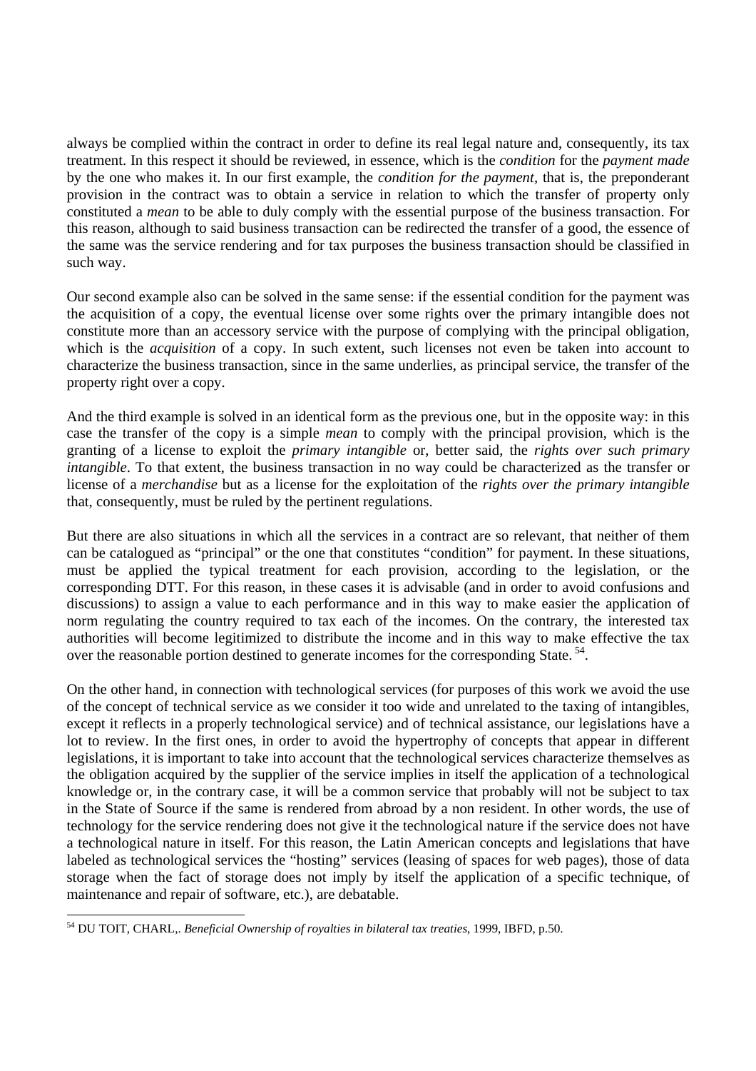always be complied within the contract in order to define its real legal nature and, consequently, its tax treatment. In this respect it should be reviewed, in essence, which is the *condition* for the *payment made* by the one who makes it. In our first example, the *condition for the payment*, that is, the preponderant provision in the contract was to obtain a service in relation to which the transfer of property only constituted a *mean* to be able to duly comply with the essential purpose of the business transaction. For this reason, although to said business transaction can be redirected the transfer of a good, the essence of the same was the service rendering and for tax purposes the business transaction should be classified in such way.

Our second example also can be solved in the same sense: if the essential condition for the payment was the acquisition of a copy, the eventual license over some rights over the primary intangible does not constitute more than an accessory service with the purpose of complying with the principal obligation, which is the *acquisition* of a copy. In such extent, such licenses not even be taken into account to characterize the business transaction, since in the same underlies, as principal service, the transfer of the property right over a copy.

And the third example is solved in an identical form as the previous one, but in the opposite way: in this case the transfer of the copy is a simple *mean* to comply with the principal provision, which is the granting of a license to exploit the *primary intangible* or, better said, the *rights over such primary intangible*. To that extent, the business transaction in no way could be characterized as the transfer or license of a *merchandise* but as a license for the exploitation of the *rights over the primary intangible* that, consequently, must be ruled by the pertinent regulations.

But there are also situations in which all the services in a contract are so relevant, that neither of them can be catalogued as "principal" or the one that constitutes "condition" for payment. In these situations, must be applied the typical treatment for each provision, according to the legislation, or the corresponding DTT. For this reason, in these cases it is advisable (and in order to avoid confusions and discussions) to assign a value to each performance and in this way to make easier the application of norm regulating the country required to tax each of the incomes. On the contrary, the interested tax authorities will become legitimized to distribute the income and in this way to make effective the tax over the reasonable portion destined to generate incomes for the corresponding State. [54].

On the other hand, in connection with technological services (for purposes of this work we avoid the use of the concept of technical service as we consider it too wide and unrelated to the taxing of intangibles, except it reflects in a properly technological service) and of technical assistance, our legislations have a lot to review. In the first ones, in order to avoid the hypertrophy of concepts that appear in different legislations, it is important to take into account that the technological services characterize themselves as the obligation acquired by the supplier of the service implies in itself the application of a technological knowledge or, in the contrary case, it will be a common service that probably will not be subject to tax in the State of Source if the same is rendered from abroad by a non resident. In other words, the use of technology for the service rendering does not give it the technological nature if the service does not have a technological nature in itself. For this reason, the Latin American concepts and legislations that have labeled as technological services the "hosting" services (leasing of spaces for web pages), those of data storage when the fact of storage does not imply by itself the application of a specific technique, of maintenance and repair of software, etc.), are debatable.

---

[54] DU TOIT, CHARL,. *Beneficial Ownership of royalties in bilateral tax treaties*, 1999, IBFD, p.50.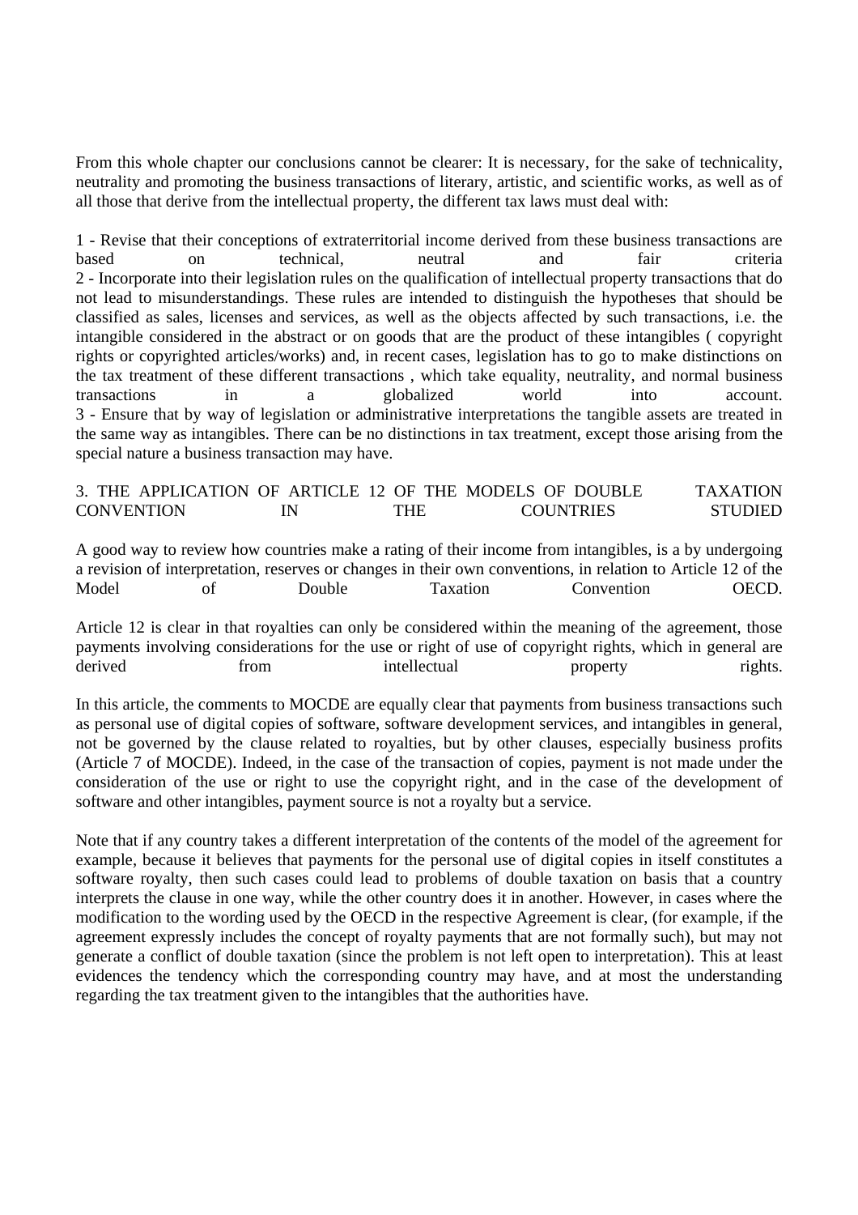From this whole chapter our conclusions cannot be clearer: It is necessary, for the sake of technicality, neutrality and promoting the business transactions of literary, artistic, and scientific works, as well as of all those that derive from the intellectual property, the different tax laws must deal with:

1 - Revise that their conceptions of extraterritorial income derived from these business transactions are based on technical, neutral and fair criteria
2 - Incorporate into their legislation rules on the qualification of intellectual property transactions that do not lead to misunderstandings. These rules are intended to distinguish the hypotheses that should be classified as sales, licenses and services, as well as the objects affected by such transactions, i.e. the intangible considered in the abstract or on goods that are the product of these intangibles ( copyright rights or copyrighted articles/works) and, in recent cases, legislation has to go to make distinctions on the tax treatment of these different transactions , which take equality, neutrality, and normal business transactions in a globalized world into account.
3 - Ensure that by way of legislation or administrative interpretations the tangible assets are treated in the same way as intangibles. There can be no distinctions in tax treatment, except those arising from the special nature a business transaction may have.

## 3. THE APPLICATION OF ARTICLE 12 OF THE MODELS OF DOUBLE TAXATION CONVENTION IN THE COUNTRIES STUDIED

A good way to review how countries make a rating of their income from intangibles, is a by undergoing a revision of interpretation, reserves or changes in their own conventions, in relation to Article 12 of the Model of Double Taxation Convention OECD.

Article 12 is clear in that royalties can only be considered within the meaning of the agreement, those payments involving considerations for the use or right of use of copyright rights, which in general are derived from intellectual property rights.

In this article, the comments to MOCDE are equally clear that payments from business transactions such as personal use of digital copies of software, software development services, and intangibles in general, not be governed by the clause related to royalties, but by other clauses, especially business profits (Article 7 of MOCDE). Indeed, in the case of the transaction of copies, payment is not made under the consideration of the use or right to use the copyright right, and in the case of the development of software and other intangibles, payment source is not a royalty but a service.

Note that if any country takes a different interpretation of the contents of the model of the agreement for example, because it believes that payments for the personal use of digital copies in itself constitutes a software royalty, then such cases could lead to problems of double taxation on basis that a country interprets the clause in one way, while the other country does it in another. However, in cases where the modification to the wording used by the OECD in the respective Agreement is clear, (for example, if the agreement expressly includes the concept of royalty payments that are not formally such), but may not generate a conflict of double taxation (since the problem is not left open to interpretation). This at least evidences the tendency which the corresponding country may have, and at most the understanding regarding the tax treatment given to the intangibles that the authorities have.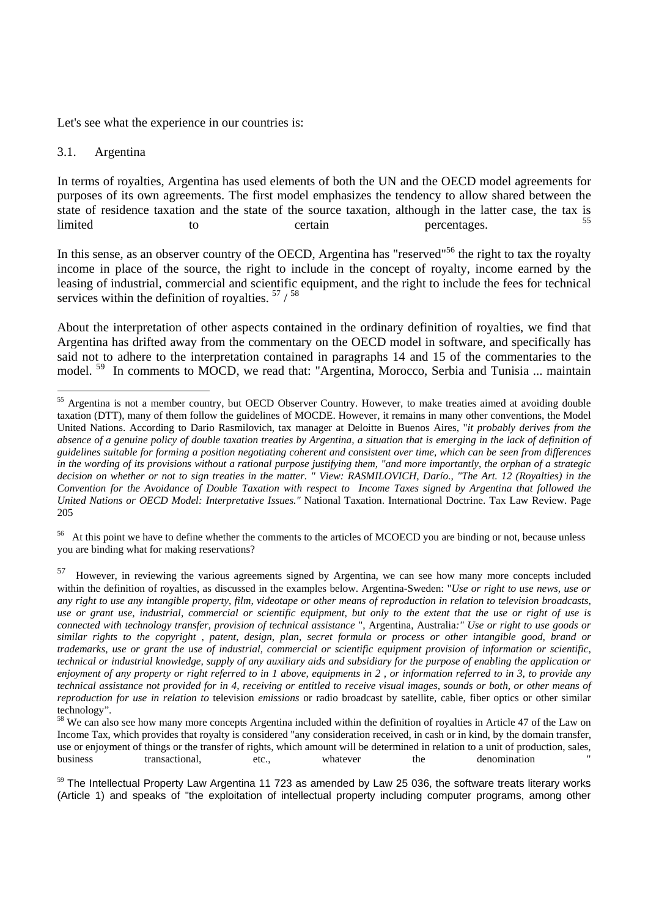Let's see what the experience in our countries is:

### 3.1. Argentina

In terms of royalties, Argentina has used elements of both the UN and the OECD model agreements for purposes of its own agreements. The first model emphasizes the tendency to allow shared between the state of residence taxation and the state of the source taxation, although in the latter case, the tax is limited to certain percentages. [55]

In this sense, as an observer country of the OECD, Argentina has "reserved"[56] the right to tax the royalty income in place of the source, the right to include in the concept of royalty, income earned by the leasing of industrial, commercial and scientific equipment, and the right to include the fees for technical services within the definition of royalties. [57] / [58]

About the interpretation of other aspects contained in the ordinary definition of royalties, we find that Argentina has drifted away from the commentary on the OECD model in software, and specifically has said not to adhere to the interpretation contained in paragraphs 14 and 15 of the commentaries to the model. [59] In comments to MOCD, we read that: "Argentina, Morocco, Serbia and Tunisia ... maintain

---

[55] Argentina is not a member country, but OECD Observer Country. However, to make treaties aimed at avoiding double taxation (DTT), many of them follow the guidelines of MOCDE. However, it remains in many other conventions, the Model United Nations. According to Dario Rasmilovich, tax manager at Deloitte in Buenos Aires, "*it probably derives from the absence of a genuine policy of double taxation treaties by Argentina, a situation that is emerging in the lack of definition of guidelines suitable for forming a position negotiating coherent and consistent over time, which can be seen from differences in the wording of its provisions without a rational purpose justifying them, "and more importantly, the orphan of a strategic decision on whether or not to sign treaties in the matter. " View: RASMILOVICH, Darío., "The Art. 12 (Royalties) in the Convention for the Avoidance of Double Taxation with respect to Income Taxes signed by Argentina that followed the United Nations or OECD Model: Interpretative Issues."* National Taxation. International Doctrine. Tax Law Review. Page 205

[56] At this point we have to define whether the comments to the articles of MCOECD you are binding or not, because unless you are binding what for making reservations?

[57] However, in reviewing the various agreements signed by Argentina, we can see how many more concepts included within the definition of royalties, as discussed in the examples below. Argentina-Sweden: "*Use or right to use news, use or any right to use any intangible property, film, videotape or other means of reproduction in relation to television broadcasts, use or grant use, industrial, commercial or scientific equipment, but only to the extent that the use or right of use is connected with technology transfer, provision of technical assistance* ", Argentina, Australia*:" Use or right to use goods or similar rights to the copyright , patent, design, plan, secret formula or process or other intangible good, brand or trademarks, use or grant the use of industrial, commercial or scientific equipment provision of information or scientific, technical or industrial knowledge, supply of any auxiliary aids and subsidiary for the purpose of enabling the application or enjoyment of any property or right referred to in 1 above, equipments in 2 , or information referred to in 3, to provide any technical assistance not provided for in 4, receiving or entitled to receive visual images, sounds or both, or other means of reproduction for use in relation to* television *emissions* or radio broadcast by satellite, cable, fiber optics or other similar technology".

[58] We can also see how many more concepts Argentina included within the definition of royalties in Article 47 of the Law on Income Tax, which provides that royalty is considered "any consideration received, in cash or in kind, by the domain transfer, use or enjoyment of things or the transfer of rights, which amount will be determined in relation to a unit of production, sales, business transactional, etc., whatever the denomination "

[59] The Intellectual Property Law Argentina 11 723 as amended by Law 25 036, the software treats literary works (Article 1) and speaks of "the exploitation of intellectual property including computer programs, among other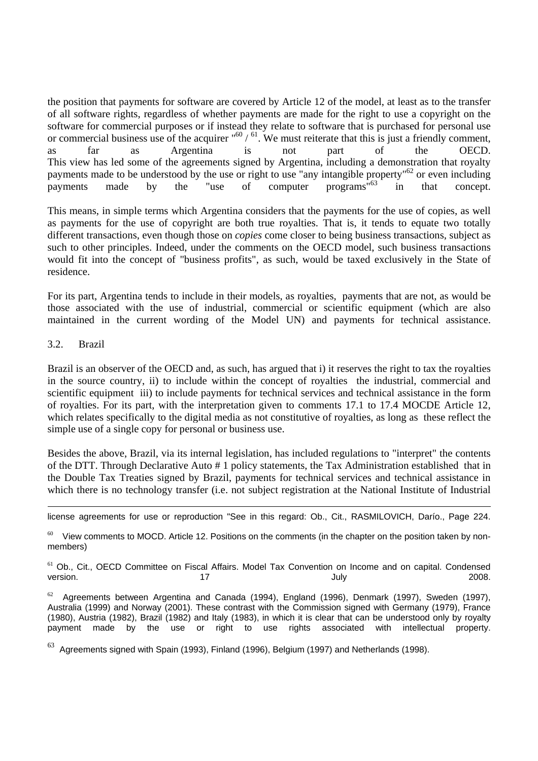the position that payments for software are covered by Article 12 of the model, at least as to the transfer of all software rights, regardless of whether payments are made for the right to use a copyright on the software for commercial purposes or if instead they relate to software that is purchased for personal use or commercial business use of the acquirer "[60] / [61]. We must reiterate that this is just a friendly comment, as far as Argentina is not part of the OECD. This view has led some of the agreements signed by Argentina, including a demonstration that royalty payments made to be understood by the use or right to use "any intangible property"[62] or even including payments made by the "use of computer programs"[63] in that concept.

This means, in simple terms which Argentina considers that the payments for the use of copies, as well as payments for the use of copyright are both true royalties. That is, it tends to equate two totally different transactions, even though those on *copies* come closer to being business transactions, subject as such to other principles. Indeed, under the comments on the OECD model, such business transactions would fit into the concept of "business profits", as such, would be taxed exclusively in the State of residence.

For its part, Argentina tends to include in their models, as royalties, payments that are not, as would be those associated with the use of industrial, commercial or scientific equipment (which are also maintained in the current wording of the Model UN) and payments for technical assistance.

## 3.2. Brazil

Brazil is an observer of the OECD and, as such, has argued that i) it reserves the right to tax the royalties in the source country, ii) to include within the concept of royalties the industrial, commercial and scientific equipment iii) to include payments for technical services and technical assistance in the form of royalties. For its part, with the interpretation given to comments 17.1 to 17.4 MOCDE Article 12, which relates specifically to the digital media as not constitutive of royalties, as long as these reflect the simple use of a single copy for personal or business use.

Besides the above, Brazil, via its internal legislation, has included regulations to "interpret" the contents of the DTT. Through Declarative Auto # 1 policy statements, the Tax Administration established that in the Double Tax Treaties signed by Brazil, payments for technical services and technical assistance in which there is no technology transfer (i.e. not subject registration at the National Institute of Industrial

---

license agreements for use or reproduction "See in this regard: Ob., Cit., RASMILOVICH, Darío., Page 224.

[60] View comments to MOCD. Article 12. Positions on the comments (in the chapter on the position taken by non-members)

[61] Ob., Cit., OECD Committee on Fiscal Affairs. Model Tax Convention on Income and on capital. Condensed version. 17 July 2008.

[62] Agreements between Argentina and Canada (1994), England (1996), Denmark (1997), Sweden (1997), Australia (1999) and Norway (2001). These contrast with the Commission signed with Germany (1979), France (1980), Austria (1982), Brazil (1982) and Italy (1983), in which it is clear that can be understood only by royalty payment made by the use or right to use rights associated with intellectual property.

[63] Agreements signed with Spain (1993), Finland (1996), Belgium (1997) and Netherlands (1998).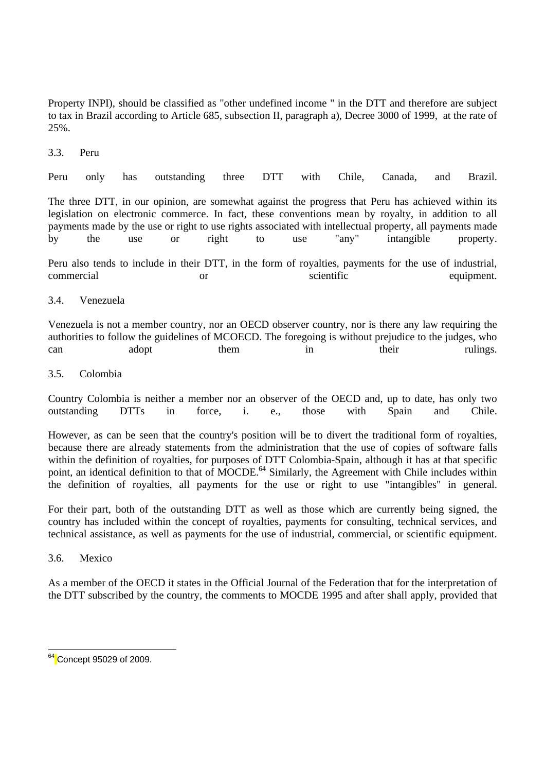Property INPI), should be classified as "other undefined income " in the DTT and therefore are subject to tax in Brazil according to Article 685, subsection II, paragraph a), Decree 3000 of 1999, at the rate of 25%.

### 3.3. Peru

Peru only has outstanding three DTT with Chile, Canada, and Brazil.

The three DTT, in our opinion, are somewhat against the progress that Peru has achieved within its legislation on electronic commerce. In fact, these conventions mean by royalty, in addition to all payments made by the use or right to use rights associated with intellectual property, all payments made by the use or right to use "any" intangible property.

Peru also tends to include in their DTT, in the form of royalties, payments for the use of industrial, commercial or scientific equipment.

### 3.4. Venezuela

Venezuela is not a member country, nor an OECD observer country, nor is there any law requiring the authorities to follow the guidelines of MCOECD. The foregoing is without prejudice to the judges, who can adopt them in their rulings.

### 3.5. Colombia

Country Colombia is neither a member nor an observer of the OECD and, up to date, has only two outstanding DTTs in force, i. e., those with Spain and Chile.

However, as can be seen that the country's position will be to divert the traditional form of royalties, because there are already statements from the administration that the use of copies of software falls within the definition of royalties, for purposes of DTT Colombia-Spain, although it has at that specific point, an identical definition to that of MOCDE.[64] Similarly, the Agreement with Chile includes within the definition of royalties, all payments for the use or right to use "intangibles" in general.

For their part, both of the outstanding DTT as well as those which are currently being signed, the country has included within the concept of royalties, payments for consulting, technical services, and technical assistance, as well as payments for the use of industrial, commercial, or scientific equipment.

### 3.6. Mexico

As a member of the OECD it states in the Official Journal of the Federation that for the interpretation of the DTT subscribed by the country, the comments to MOCDE 1995 and after shall apply, provided that

---

[64] Concept 95029 of 2009.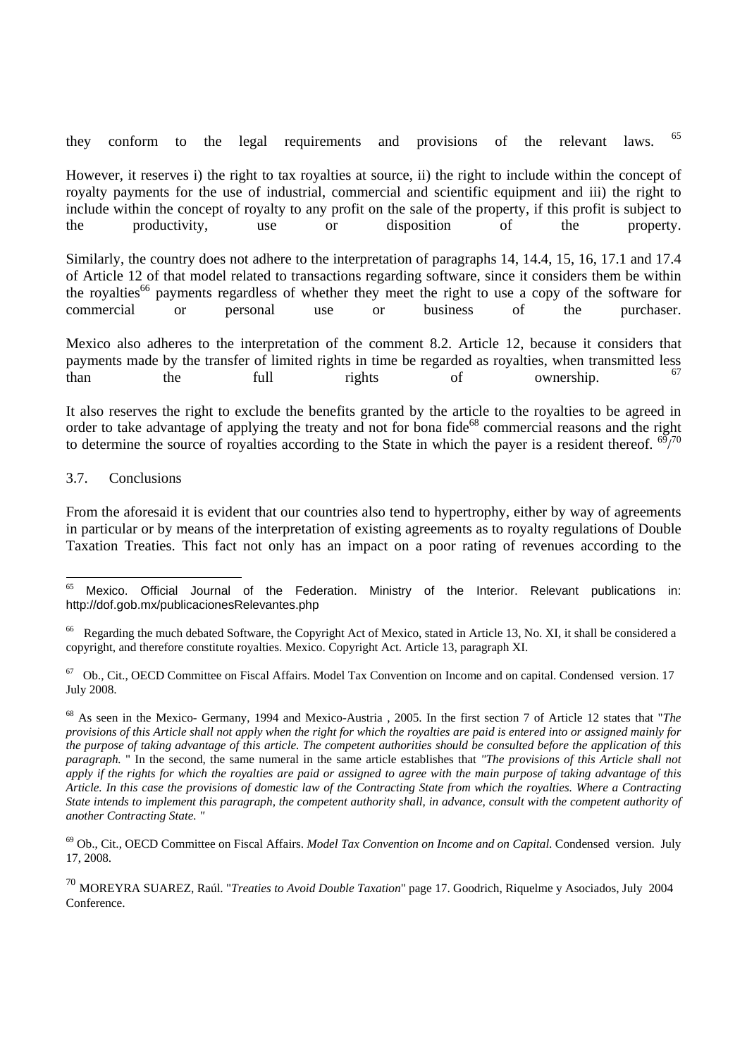they conform to the legal requirements and provisions of the relevant laws. [65]

However, it reserves i) the right to tax royalties at source, ii) the right to include within the concept of royalty payments for the use of industrial, commercial and scientific equipment and iii) the right to include within the concept of royalty to any profit on the sale of the property, if this profit is subject to the productivity, use or disposition of the property.

Similarly, the country does not adhere to the interpretation of paragraphs 14, 14.4, 15, 16, 17.1 and 17.4 of Article 12 of that model related to transactions regarding software, since it considers them be within the royalties[66] payments regardless of whether they meet the right to use a copy of the software for commercial or personal use or business of the purchaser.

Mexico also adheres to the interpretation of the comment 8.2. Article 12, because it considers that payments made by the transfer of limited rights in time be regarded as royalties, when transmitted less than the full rights of ownership. [67]

It also reserves the right to exclude the benefits granted by the article to the royalties to be agreed in order to take advantage of applying the treaty and not for bona fide[68] commercial reasons and the right to determine the source of royalties according to the State in which the payer is a resident thereof. [69]/[70]

## 3.7. Conclusions

From the aforesaid it is evident that our countries also tend to hypertrophy, either by way of agreements in particular or by means of the interpretation of existing agreements as to royalty regulations of Double Taxation Treaties. This fact not only has an impact on a poor rating of revenues according to the

---

[65] Mexico. Official Journal of the Federation. Ministry of the Interior. Relevant publications in: http://dof.gob.mx/publicacionesRelevantes.php

[66] Regarding the much debated Software, the Copyright Act of Mexico, stated in Article 13, No. XI, it shall be considered a copyright, and therefore constitute royalties. Mexico. Copyright Act. Article 13, paragraph XI.

[67] Ob., Cit., OECD Committee on Fiscal Affairs. Model Tax Convention on Income and on capital. Condensed version. 17 July 2008.

[68] As seen in the Mexico- Germany, 1994 and Mexico-Austria , 2005. In the first section 7 of Article 12 states that "*The provisions of this Article shall not apply when the right for which the royalties are paid is entered into or assigned mainly for the purpose of taking advantage of this article. The competent authorities should be consulted before the application of this paragraph.* " In the second, the same numeral in the same article establishes that *"The provisions of this Article shall not apply if the rights for which the royalties are paid or assigned to agree with the main purpose of taking advantage of this Article. In this case the provisions of domestic law of the Contracting State from which the royalties. Where a Contracting State intends to implement this paragraph, the competent authority shall, in advance, consult with the competent authority of another Contracting State. "*

[69] Ob., Cit., OECD Committee on Fiscal Affairs. *Model Tax Convention on Income and on Capital*. Condensed version. July 17, 2008.

[70] MOREYRA SUAREZ, Raúl. "*Treaties to Avoid Double Taxation*" page 17. Goodrich, Riquelme y Asociados, July 2004 Conference.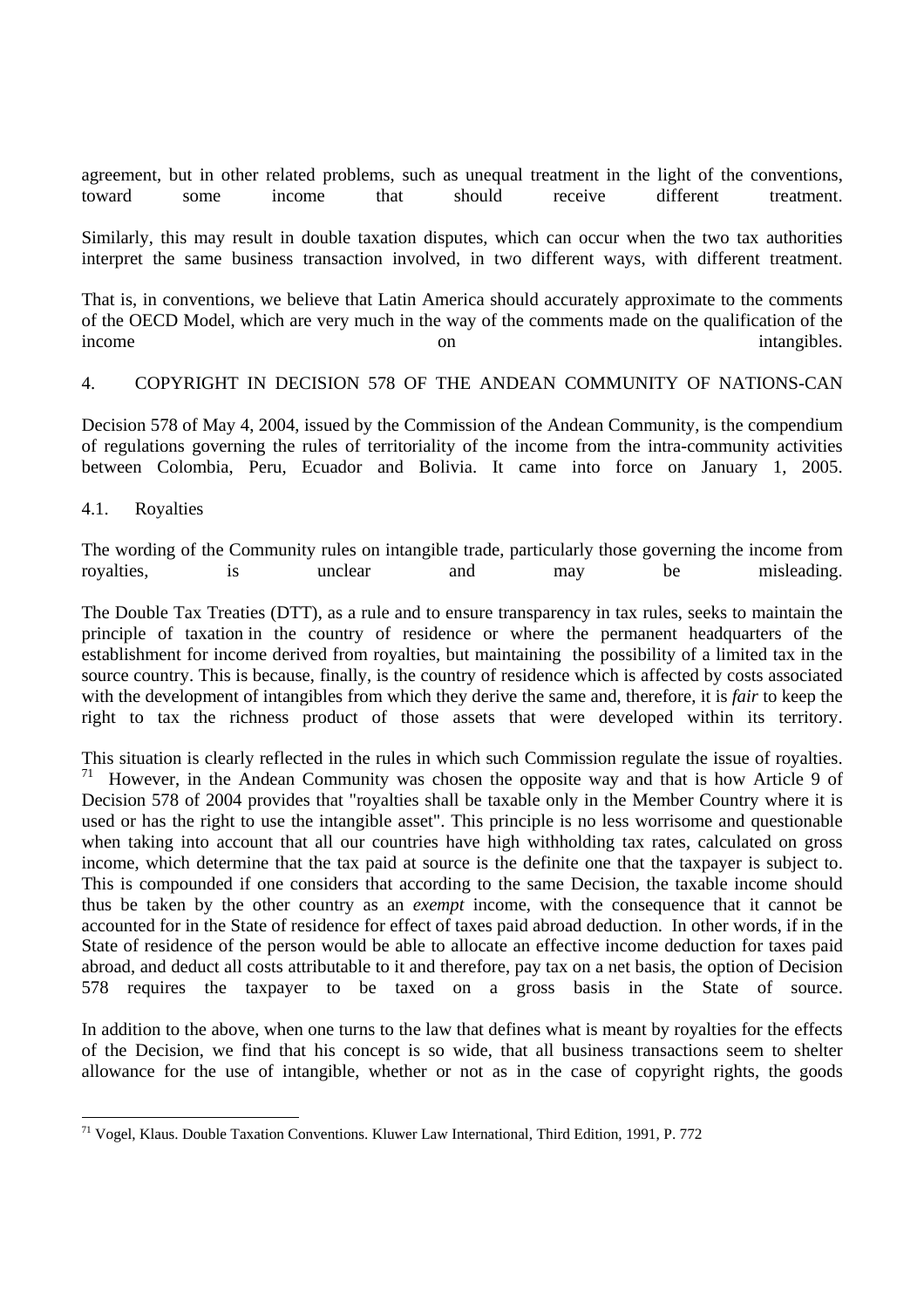agreement, but in other related problems, such as unequal treatment in the light of the conventions, toward some income that should receive different treatment.

Similarly, this may result in double taxation disputes, which can occur when the two tax authorities interpret the same business transaction involved, in two different ways, with different treatment.

That is, in conventions, we believe that Latin America should accurately approximate to the comments of the OECD Model, which are very much in the way of the comments made on the qualification of the income on intangibles.

## 4. COPYRIGHT IN DECISION 578 OF THE ANDEAN COMMUNITY OF NATIONS-CAN

Decision 578 of May 4, 2004, issued by the Commission of the Andean Community, is the compendium of regulations governing the rules of territoriality of the income from the intra-community activities between Colombia, Peru, Ecuador and Bolivia. It came into force on January 1, 2005.

### 4.1. Royalties

The wording of the Community rules on intangible trade, particularly those governing the income from royalties, is unclear and may be misleading.

The Double Tax Treaties (DTT), as a rule and to ensure transparency in tax rules, seeks to maintain the principle of taxation in the country of residence or where the permanent headquarters of the establishment for income derived from royalties, but maintaining the possibility of a limited tax in the source country. This is because, finally, is the country of residence which is affected by costs associated with the development of intangibles from which they derive the same and, therefore, it is *fair* to keep the right to tax the richness product of those assets that were developed within its territory.

This situation is clearly reflected in the rules in which such Commission regulate the issue of royalties. [71] However, in the Andean Community was chosen the opposite way and that is how Article 9 of Decision 578 of 2004 provides that "royalties shall be taxable only in the Member Country where it is used or has the right to use the intangible asset". This principle is no less worrisome and questionable when taking into account that all our countries have high withholding tax rates, calculated on gross income, which determine that the tax paid at source is the definite one that the taxpayer is subject to. This is compounded if one considers that according to the same Decision, the taxable income should thus be taken by the other country as an *exempt* income, with the consequence that it cannot be accounted for in the State of residence for effect of taxes paid abroad deduction. In other words, if in the State of residence of the person would be able to allocate an effective income deduction for taxes paid abroad, and deduct all costs attributable to it and therefore, pay tax on a net basis, the option of Decision 578 requires the taxpayer to be taxed on a gross basis in the State of source.

In addition to the above, when one turns to the law that defines what is meant by royalties for the effects of the Decision, we find that his concept is so wide, that all business transactions seem to shelter allowance for the use of intangible, whether or not as in the case of copyright rights, the goods

---

[71] Vogel, Klaus. Double Taxation Conventions. Kluwer Law International, Third Edition, 1991, P. 772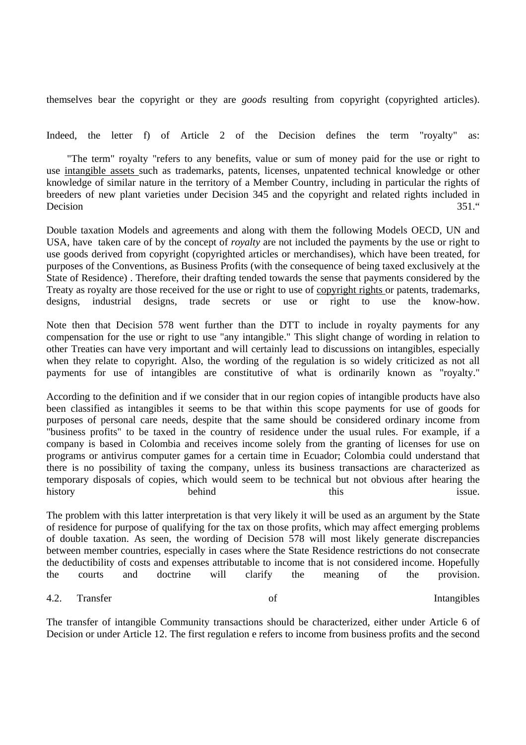themselves bear the copyright or they are *goods* resulting from copyright (copyrighted articles).

Indeed, the letter f) of Article 2 of the Decision defines the term "royalty" as:

> "The term" royalty "refers to any benefits, value or sum of money paid for the use or right to use intangible assets such as trademarks, patents, licenses, unpatented technical knowledge or other knowledge of similar nature in the territory of a Member Country, including in particular the rights of breeders of new plant varieties under Decision 345 and the copyright and related rights included in Decision 351."

Double taxation Models and agreements and along with them the following Models OECD, UN and USA, have taken care of by the concept of *royalty* are not included the payments by the use or right to use goods derived from copyright (copyrighted articles or merchandises), which have been treated, for purposes of the Conventions, as Business Profits (with the consequence of being taxed exclusively at the State of Residence) . Therefore, their drafting tended towards the sense that payments considered by the Treaty as royalty are those received for the use or right to use of copyright rights or patents, trademarks, designs, industrial designs, trade secrets or use or right to use the know-how.

Note then that Decision 578 went further than the DTT to include in royalty payments for any compensation for the use or right to use "any intangible." This slight change of wording in relation to other Treaties can have very important and will certainly lead to discussions on intangibles, especially when they relate to copyright. Also, the wording of the regulation is so widely criticized as not all payments for use of intangibles are constitutive of what is ordinarily known as "royalty."

According to the definition and if we consider that in our region copies of intangible products have also been classified as intangibles it seems to be that within this scope payments for use of goods for purposes of personal care needs, despite that the same should be considered ordinary income from "business profits" to be taxed in the country of residence under the usual rules. For example, if a company is based in Colombia and receives income solely from the granting of licenses for use on programs or antivirus computer games for a certain time in Ecuador; Colombia could understand that there is no possibility of taxing the company, unless its business transactions are characterized as temporary disposals of copies, which would seem to be technical but not obvious after hearing the history behind this issue.

The problem with this latter interpretation is that very likely it will be used as an argument by the State of residence for purpose of qualifying for the tax on those profits, which may affect emerging problems of double taxation. As seen, the wording of Decision 578 will most likely generate discrepancies between member countries, especially in cases where the State Residence restrictions do not consecrate the deductibility of costs and expenses attributable to income that is not considered income. Hopefully the courts and doctrine will clarify the meaning of the provision.

### 4.2. Transfer of Intangibles

The transfer of intangible Community transactions should be characterized, either under Article 6 of Decision or under Article 12. The first regulation e refers to income from business profits and the second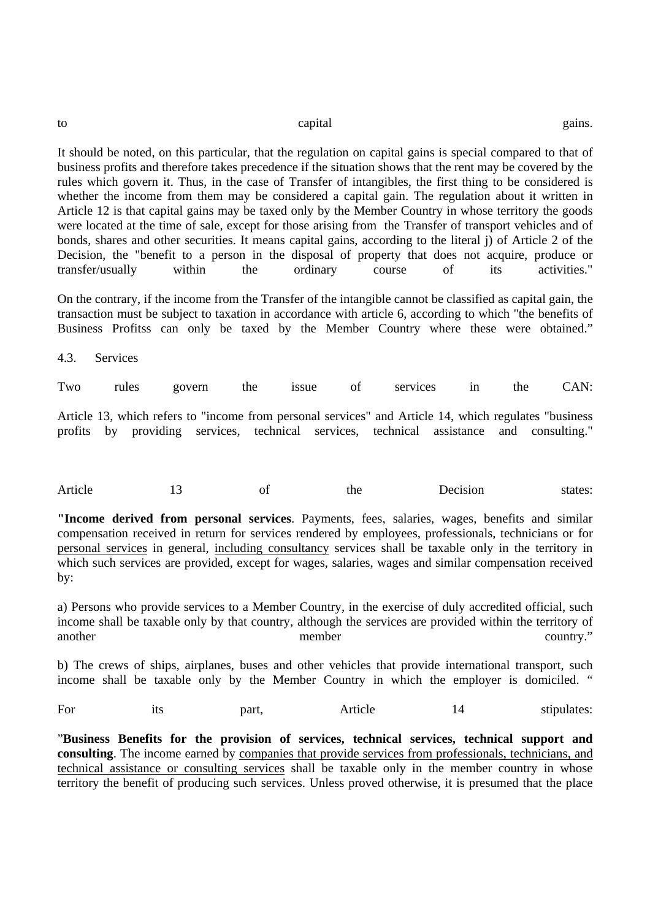to capital gains.

It should be noted, on this particular, that the regulation on capital gains is special compared to that of business profits and therefore takes precedence if the situation shows that the rent may be covered by the rules which govern it. Thus, in the case of Transfer of intangibles, the first thing to be considered is whether the income from them may be considered a capital gain. The regulation about it written in Article 12 is that capital gains may be taxed only by the Member Country in whose territory the goods were located at the time of sale, except for those arising from the Transfer of transport vehicles and of bonds, shares and other securities. It means capital gains, according to the literal j) of Article 2 of the Decision, the "benefit to a person in the disposal of property that does not acquire, produce or transfer/usually within the ordinary course of its activities."

On the contrary, if the income from the Transfer of the intangible cannot be classified as capital gain, the transaction must be subject to taxation in accordance with article 6, according to which "the benefits of Business Profitss can only be taxed by the Member Country where these were obtained."

4.3. Services

Two rules govern the issue of services in the CAN:

Article 13, which refers to "income from personal services" and Article 14, which regulates "business profits by providing services, technical services, technical assistance and consulting."

Article 13 of the Decision states:

"**Income derived from personal services**. Payments, fees, salaries, wages, benefits and similar compensation received in return for services rendered by employees, professionals, technicians or for personal services in general, including consultancy services shall be taxable only in the territory in which such services are provided, except for wages, salaries, wages and similar compensation received by:

a) Persons who provide services to a Member Country, in the exercise of duly accredited official, such income shall be taxable only by that country, although the services are provided within the territory of another member country."

b) The crews of ships, airplanes, buses and other vehicles that provide international transport, such income shall be taxable only by the Member Country in which the employer is domiciled. "

For its part, Article 14 stipulates:

"**Business Benefits for the provision of services, technical services, technical support and consulting**. The income earned by companies that provide services from professionals, technicians, and technical assistance or consulting services shall be taxable only in the member country in whose territory the benefit of producing such services. Unless proved otherwise, it is presumed that the place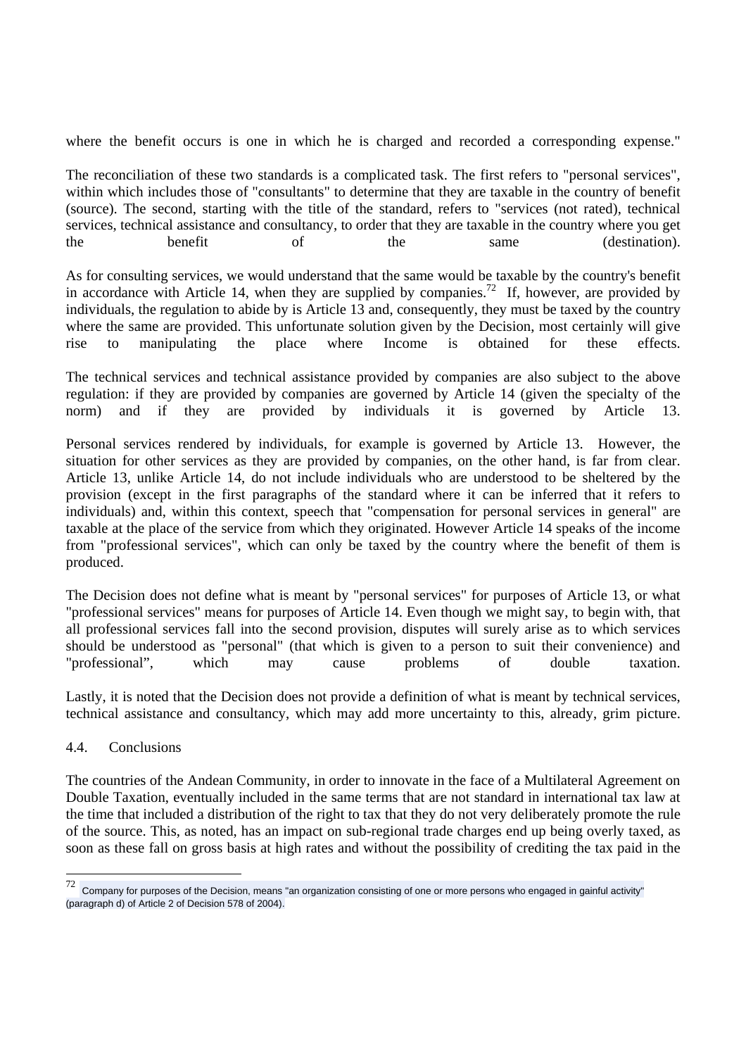where the benefit occurs is one in which he is charged and recorded a corresponding expense."

The reconciliation of these two standards is a complicated task. The first refers to "personal services", within which includes those of "consultants" to determine that they are taxable in the country of benefit (source). The second, starting with the title of the standard, refers to "services (not rated), technical services, technical assistance and consultancy, to order that they are taxable in the country where you get the benefit of the same (destination).

As for consulting services, we would understand that the same would be taxable by the country's benefit in accordance with Article 14, when they are supplied by companies.[72] If, however, are provided by individuals, the regulation to abide by is Article 13 and, consequently, they must be taxed by the country where the same are provided. This unfortunate solution given by the Decision, most certainly will give rise to manipulating the place where Income is obtained for these effects.

The technical services and technical assistance provided by companies are also subject to the above regulation: if they are provided by companies are governed by Article 14 (given the specialty of the norm) and if they are provided by individuals it is governed by Article 13.

Personal services rendered by individuals, for example is governed by Article 13. However, the situation for other services as they are provided by companies, on the other hand, is far from clear. Article 13, unlike Article 14, do not include individuals who are understood to be sheltered by the provision (except in the first paragraphs of the standard where it can be inferred that it refers to individuals) and, within this context, speech that "compensation for personal services in general" are taxable at the place of the service from which they originated. However Article 14 speaks of the income from "professional services", which can only be taxed by the country where the benefit of them is produced.

The Decision does not define what is meant by "personal services" for purposes of Article 13, or what "professional services" means for purposes of Article 14. Even though we might say, to begin with, that all professional services fall into the second provision, disputes will surely arise as to which services should be understood as "personal" (that which is given to a person to suit their convenience) and "professional", which may cause problems of double taxation.

Lastly, it is noted that the Decision does not provide a definition of what is meant by technical services, technical assistance and consultancy, which may add more uncertainty to this, already, grim picture.

### 4.4. Conclusions

The countries of the Andean Community, in order to innovate in the face of a Multilateral Agreement on Double Taxation, eventually included in the same terms that are not standard in international tax law at the time that included a distribution of the right to tax that they do not very deliberately promote the rule of the source. This, as noted, has an impact on sub-regional trade charges end up being overly taxed, as soon as these fall on gross basis at high rates and without the possibility of crediting the tax paid in the

---

[72] Company for purposes of the Decision, means "an organization consisting of one or more persons who engaged in gainful activity" (paragraph d) of Article 2 of Decision 578 of 2004).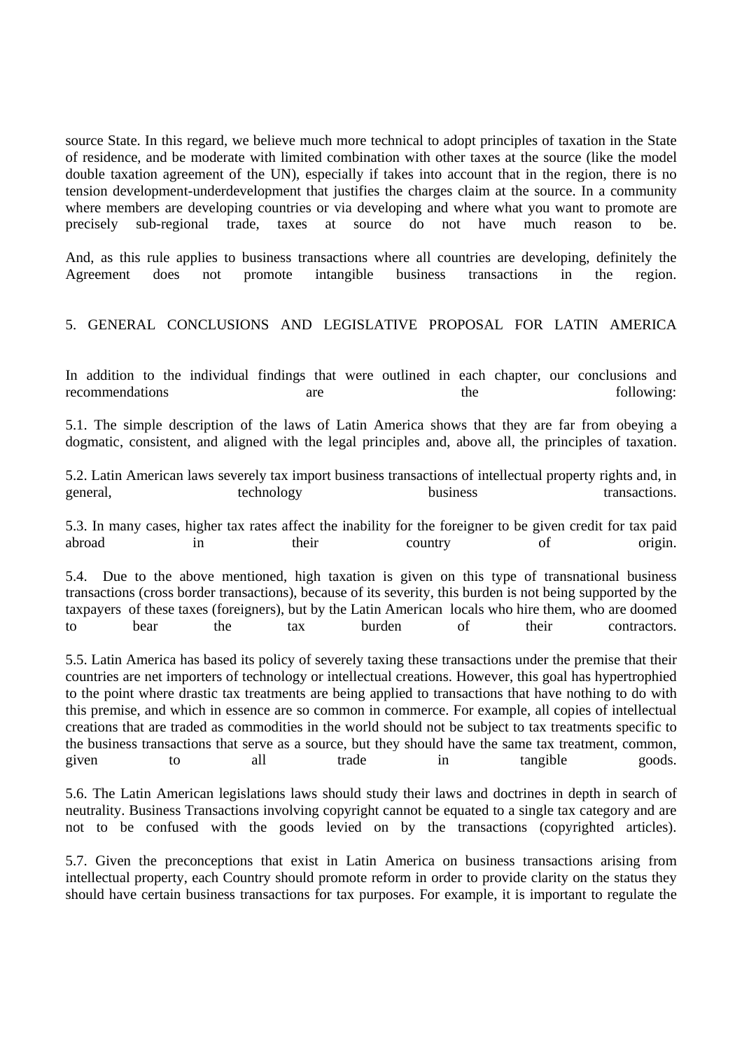source State. In this regard, we believe much more technical to adopt principles of taxation in the State of residence, and be moderate with limited combination with other taxes at the source (like the model double taxation agreement of the UN), especially if takes into account that in the region, there is no tension development-underdevelopment that justifies the charges claim at the source. In a community where members are developing countries or via developing and where what you want to promote are precisely sub-regional trade, taxes at source do not have much reason to be.

And, as this rule applies to business transactions where all countries are developing, definitely the Agreement does not promote intangible business transactions in the region.

## 5. GENERAL CONCLUSIONS AND LEGISLATIVE PROPOSAL FOR LATIN AMERICA

In addition to the individual findings that were outlined in each chapter, our conclusions and recommendations are the following:

5.1. The simple description of the laws of Latin America shows that they are far from obeying a dogmatic, consistent, and aligned with the legal principles and, above all, the principles of taxation.

5.2. Latin American laws severely tax import business transactions of intellectual property rights and, in general, technology business transactions.

5.3. In many cases, higher tax rates affect the inability for the foreigner to be given credit for tax paid abroad in their country of origin.

5.4. Due to the above mentioned, high taxation is given on this type of transnational business transactions (cross border transactions), because of its severity, this burden is not being supported by the taxpayers of these taxes (foreigners), but by the Latin American locals who hire them, who are doomed to bear the tax burden of their contractors.

5.5. Latin America has based its policy of severely taxing these transactions under the premise that their countries are net importers of technology or intellectual creations. However, this goal has hypertrophied to the point where drastic tax treatments are being applied to transactions that have nothing to do with this premise, and which in essence are so common in commerce. For example, all copies of intellectual creations that are traded as commodities in the world should not be subject to tax treatments specific to the business transactions that serve as a source, but they should have the same tax treatment, common, given to all trade in tangible goods.

5.6. The Latin American legislations laws should study their laws and doctrines in depth in search of neutrality. Business Transactions involving copyright cannot be equated to a single tax category and are not to be confused with the goods levied on by the transactions (copyrighted articles).

5.7. Given the preconceptions that exist in Latin America on business transactions arising from intellectual property, each Country should promote reform in order to provide clarity on the status they should have certain business transactions for tax purposes. For example, it is important to regulate the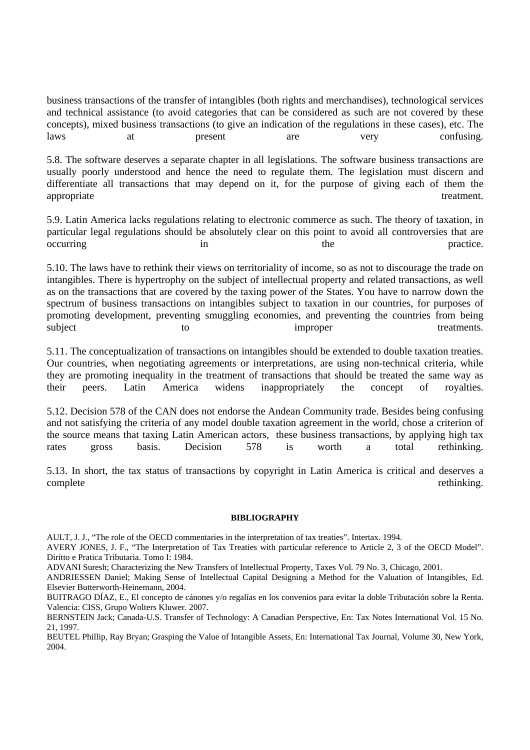business transactions of the transfer of intangibles (both rights and merchandises), technological services and technical assistance (to avoid categories that can be considered as such are not covered by these concepts), mixed business transactions (to give an indication of the regulations in these cases), etc. The laws at present are very confusing.

5.8. The software deserves a separate chapter in all legislations. The software business transactions are usually poorly understood and hence the need to regulate them. The legislation must discern and differentiate all transactions that may depend on it, for the purpose of giving each of them the appropriate treatment.

5.9. Latin America lacks regulations relating to electronic commerce as such. The theory of taxation, in particular legal regulations should be absolutely clear on this point to avoid all controversies that are occurring in the practice.

5.10. The laws have to rethink their views on territoriality of income, so as not to discourage the trade on intangibles. There is hypertrophy on the subject of intellectual property and related transactions, as well as on the transactions that are covered by the taxing power of the States. You have to narrow down the spectrum of business transactions on intangibles subject to taxation in our countries, for purposes of promoting development, preventing smuggling economies, and preventing the countries from being subject to improper treatments.

5.11. The conceptualization of transactions on intangibles should be extended to double taxation treaties. Our countries, when negotiating agreements or interpretations, are using non-technical criteria, while they are promoting inequality in the treatment of transactions that should be treated the same way as their peers. Latin America widens inappropriately the concept of royalties.

5.12. Decision 578 of the CAN does not endorse the Andean Community trade. Besides being confusing and not satisfying the criteria of any model double taxation agreement in the world, chose a criterion of the source means that taxing Latin American actors, these business transactions, by applying high tax rates gross basis. Decision 578 is worth a total rethinking.

5.13. In short, the tax status of transactions by copyright in Latin America is critical and deserves a complete rethinking.

## BIBLIOGRAPHY

AULT, J. J., "The role of the OECD commentaries in the interpretation of tax treaties". Intertax. 1994.

AVERY JONES, J. F., "The Interpretation of Tax Treaties with particular reference to Article 2, 3 of the OECD Model". Diritto e Pratica Tributaria. Tomo I: 1984.

ADVANI Suresh; Characterizing the New Transfers of Intellectual Property, Taxes Vol. 79 No. 3, Chicago, 2001.

ANDRIESSEN Daniel; Making Sense of Intellectual Capital Designing a Method for the Valuation of Intangibles, Ed. Elsevier Butterworth-Heinemann, 2004.

BUITRAGO DÍAZ, E., El concepto de cánones y/o regalías en los convenios para evitar la doble Tributación sobre la Renta. Valencia: CISS, Grupo Wolters Kluwer. 2007.

BERNSTEIN Jack; Canada-U.S. Transfer of Technology: A Canadian Perspective, En: Tax Notes International Vol. 15 No. 21, 1997.

BEUTEL Phillip, Ray Bryan; Grasping the Value of Intangible Assets, En: International Tax Journal, Volume 30, New York, 2004.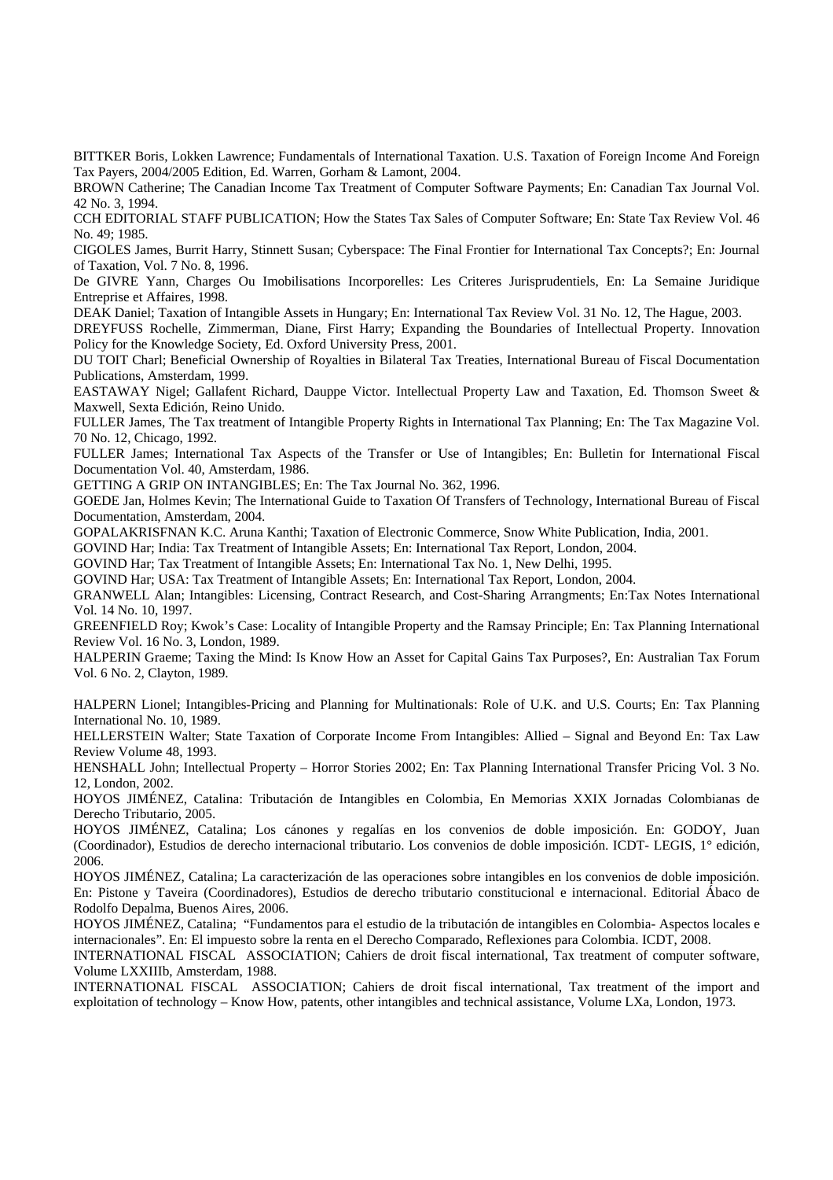BITTKER Boris, Lokken Lawrence; Fundamentals of International Taxation. U.S. Taxation of Foreign Income And Foreign Tax Payers, 2004/2005 Edition, Ed. Warren, Gorham & Lamont, 2004.

BROWN Catherine; The Canadian Income Tax Treatment of Computer Software Payments; En: Canadian Tax Journal Vol. 42 No. 3, 1994.

CCH EDITORIAL STAFF PUBLICATION; How the States Tax Sales of Computer Software; En: State Tax Review Vol. 46 No. 49; 1985.

CIGOLES James, Burrit Harry, Stinnett Susan; Cyberspace: The Final Frontier for International Tax Concepts?; En: Journal of Taxation, Vol. 7 No. 8, 1996.

De GIVRE Yann, Charges Ou Imobilisations Incorporelles: Les Criteres Jurisprudentiels, En: La Semaine Juridique Entreprise et Affaires, 1998.

DEAK Daniel; Taxation of Intangible Assets in Hungary; En: International Tax Review Vol. 31 No. 12, The Hague, 2003.

DREYFUSS Rochelle, Zimmerman, Diane, First Harry; Expanding the Boundaries of Intellectual Property. Innovation Policy for the Knowledge Society, Ed. Oxford University Press, 2001.

DU TOIT Charl; Beneficial Ownership of Royalties in Bilateral Tax Treaties, International Bureau of Fiscal Documentation Publications, Amsterdam, 1999.

EASTAWAY Nigel; Gallafent Richard, Dauppe Victor. Intellectual Property Law and Taxation, Ed. Thomson Sweet & Maxwell, Sexta Edición, Reino Unido.

FULLER James, The Tax treatment of Intangible Property Rights in International Tax Planning; En: The Tax Magazine Vol. 70 No. 12, Chicago, 1992.

FULLER James; International Tax Aspects of the Transfer or Use of Intangibles; En: Bulletin for International Fiscal Documentation Vol. 40, Amsterdam, 1986.

GETTING A GRIP ON INTANGIBLES; En: The Tax Journal No. 362, 1996.

GOEDE Jan, Holmes Kevin; The International Guide to Taxation Of Transfers of Technology, International Bureau of Fiscal Documentation, Amsterdam, 2004.

GOPALAKRISFNAN K.C. Aruna Kanthi; Taxation of Electronic Commerce, Snow White Publication, India, 2001.

GOVIND Har; India: Tax Treatment of Intangible Assets; En: International Tax Report, London, 2004.

GOVIND Har; Tax Treatment of Intangible Assets; En: International Tax No. 1, New Delhi, 1995.

GOVIND Har; USA: Tax Treatment of Intangible Assets; En: International Tax Report, London, 2004.

GRANWELL Alan; Intangibles: Licensing, Contract Research, and Cost-Sharing Arrangments; En:Tax Notes International Vol. 14 No. 10, 1997.

GREENFIELD Roy; Kwok's Case: Locality of Intangible Property and the Ramsay Principle; En: Tax Planning International Review Vol. 16 No. 3, London, 1989.

HALPERIN Graeme; Taxing the Mind: Is Know How an Asset for Capital Gains Tax Purposes?, En: Australian Tax Forum Vol. 6 No. 2, Clayton, 1989.

HALPERN Lionel; Intangibles-Pricing and Planning for Multinationals: Role of U.K. and U.S. Courts; En: Tax Planning International No. 10, 1989.

HELLERSTEIN Walter; State Taxation of Corporate Income From Intangibles: Allied – Signal and Beyond En: Tax Law Review Volume 48, 1993.

HENSHALL John; Intellectual Property – Horror Stories 2002; En: Tax Planning International Transfer Pricing Vol. 3 No. 12, London, 2002.

HOYOS JIMÉNEZ, Catalina: Tributación de Intangibles en Colombia, En Memorias XXIX Jornadas Colombianas de Derecho Tributario, 2005.

HOYOS JIMÉNEZ, Catalina; Los cánones y regalías en los convenios de doble imposición. En: GODOY, Juan (Coordinador), Estudios de derecho internacional tributario. Los convenios de doble imposición. ICDT- LEGIS, 1° edición, 2006.

HOYOS JIMÉNEZ, Catalina; La caracterización de las operaciones sobre intangibles en los convenios de doble imposición. En: Pistone y Taveira (Coordinadores), Estudios de derecho tributario constitucional e internacional. Editorial Ábaco de Rodolfo Depalma, Buenos Aires, 2006.

HOYOS JIMÉNEZ, Catalina; "Fundamentos para el estudio de la tributación de intangibles en Colombia- Aspectos locales e internacionales". En: El impuesto sobre la renta en el Derecho Comparado, Reflexiones para Colombia. ICDT, 2008.

INTERNATIONAL FISCAL ASSOCIATION; Cahiers de droit fiscal international, Tax treatment of computer software, Volume LXXIIIb, Amsterdam, 1988.

INTERNATIONAL FISCAL ASSOCIATION; Cahiers de droit fiscal international, Tax treatment of the import and exploitation of technology – Know How, patents, other intangibles and technical assistance, Volume LXa, London, 1973.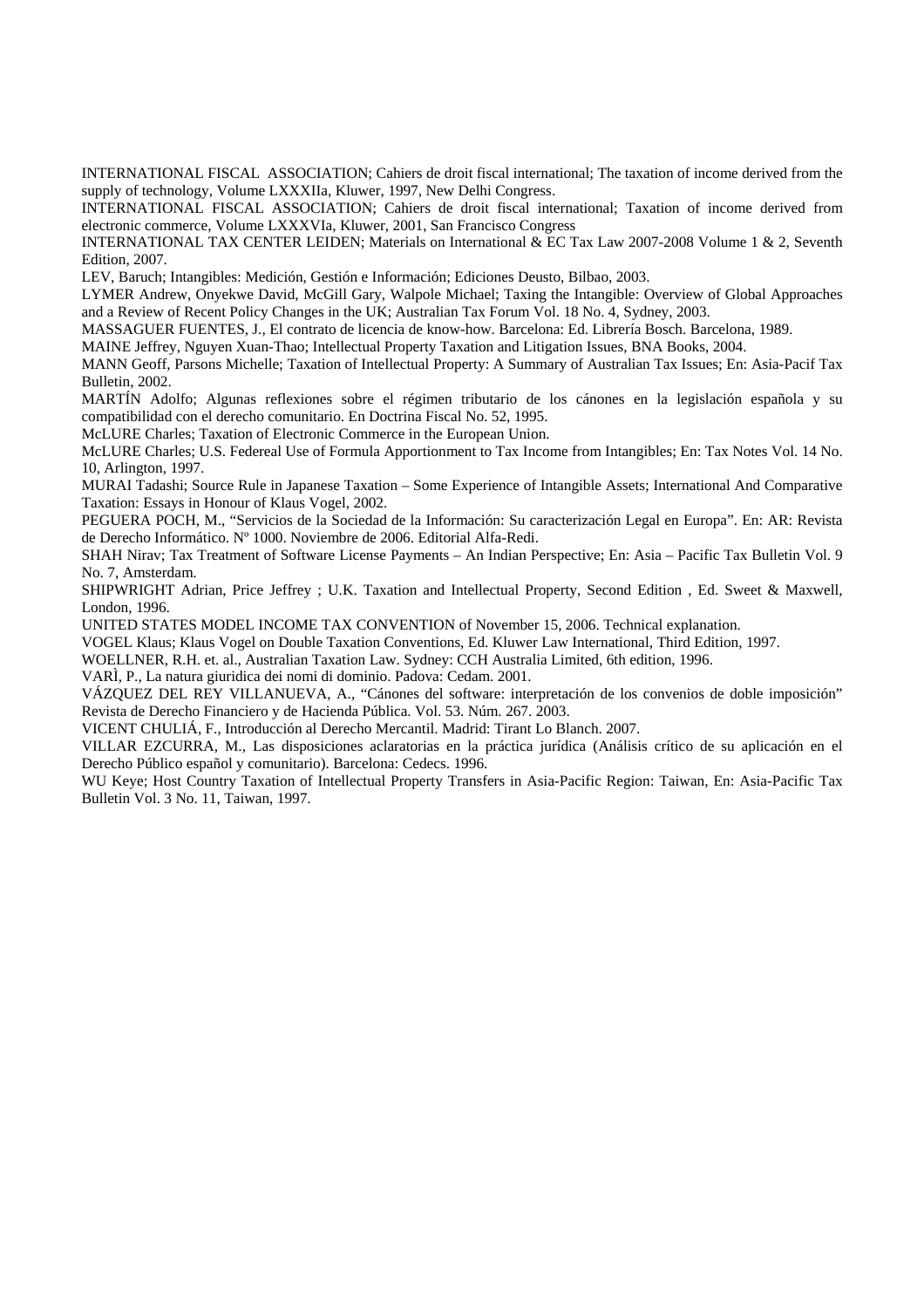INTERNATIONAL FISCAL ASSOCIATION; Cahiers de droit fiscal international; The taxation of income derived from the supply of technology, Volume LXXXIIa, Kluwer, 1997, New Delhi Congress.

INTERNATIONAL FISCAL ASSOCIATION; Cahiers de droit fiscal international; Taxation of income derived from electronic commerce, Volume LXXXVIa, Kluwer, 2001, San Francisco Congress

INTERNATIONAL TAX CENTER LEIDEN; Materials on International & EC Tax Law 2007-2008 Volume 1 & 2, Seventh Edition, 2007.

LEV, Baruch; Intangibles: Medición, Gestión e Información; Ediciones Deusto, Bilbao, 2003.

LYMER Andrew, Onyekwe David, McGill Gary, Walpole Michael; Taxing the Intangible: Overview of Global Approaches and a Review of Recent Policy Changes in the UK; Australian Tax Forum Vol. 18 No. 4, Sydney, 2003.

MASSAGUER FUENTES, J., El contrato de licencia de know-how. Barcelona: Ed. Librería Bosch. Barcelona, 1989.

MAINE Jeffrey, Nguyen Xuan-Thao; Intellectual Property Taxation and Litigation Issues, BNA Books, 2004.

MANN Geoff, Parsons Michelle; Taxation of Intellectual Property: A Summary of Australian Tax Issues; En: Asia-Pacif Tax Bulletin, 2002.

MARTÍN Adolfo; Algunas reflexiones sobre el régimen tributario de los cánones en la legislación española y su compatibilidad con el derecho comunitario. En Doctrina Fiscal No. 52, 1995.

McLURE Charles; Taxation of Electronic Commerce in the European Union.

McLURE Charles; U.S. Federeal Use of Formula Apportionment to Tax Income from Intangibles; En: Tax Notes Vol. 14 No. 10, Arlington, 1997.

MURAI Tadashi; Source Rule in Japanese Taxation – Some Experience of Intangible Assets; International And Comparative Taxation: Essays in Honour of Klaus Vogel, 2002.

PEGUERA POCH, M., "Servicios de la Sociedad de la Información: Su caracterización Legal en Europa". En: AR: Revista de Derecho Informático. Nº 1000. Noviembre de 2006. Editorial Alfa-Redi.

SHAH Nirav; Tax Treatment of Software License Payments – An Indian Perspective; En: Asia – Pacific Tax Bulletin Vol. 9 No. 7, Amsterdam.

SHIPWRIGHT Adrian, Price Jeffrey ; U.K. Taxation and Intellectual Property, Second Edition , Ed. Sweet & Maxwell, London, 1996.

UNITED STATES MODEL INCOME TAX CONVENTION of November 15, 2006. Technical explanation.

VOGEL Klaus; Klaus Vogel on Double Taxation Conventions, Ed. Kluwer Law International, Third Edition, 1997.

WOELLNER, R.H. et. al., Australian Taxation Law. Sydney: CCH Australia Limited, 6th edition, 1996.

VARÌ, P., La natura giuridica dei nomi di dominio. Padova: Cedam. 2001.

VÁZQUEZ DEL REY VILLANUEVA, A., "Cánones del software: interpretación de los convenios de doble imposición" Revista de Derecho Financiero y de Hacienda Pública. Vol. 53. Núm. 267. 2003.

VICENT CHULIÁ, F., Introducción al Derecho Mercantil. Madrid: Tirant Lo Blanch. 2007.

VILLAR EZCURRA, M., Las disposiciones aclaratorias en la práctica jurídica (Análisis crítico de su aplicación en el Derecho Público español y comunitario). Barcelona: Cedecs. 1996.

WU Keye; Host Country Taxation of Intellectual Property Transfers in Asia-Pacific Region: Taiwan, En: Asia-Pacific Tax Bulletin Vol. 3 No. 11, Taiwan, 1997.